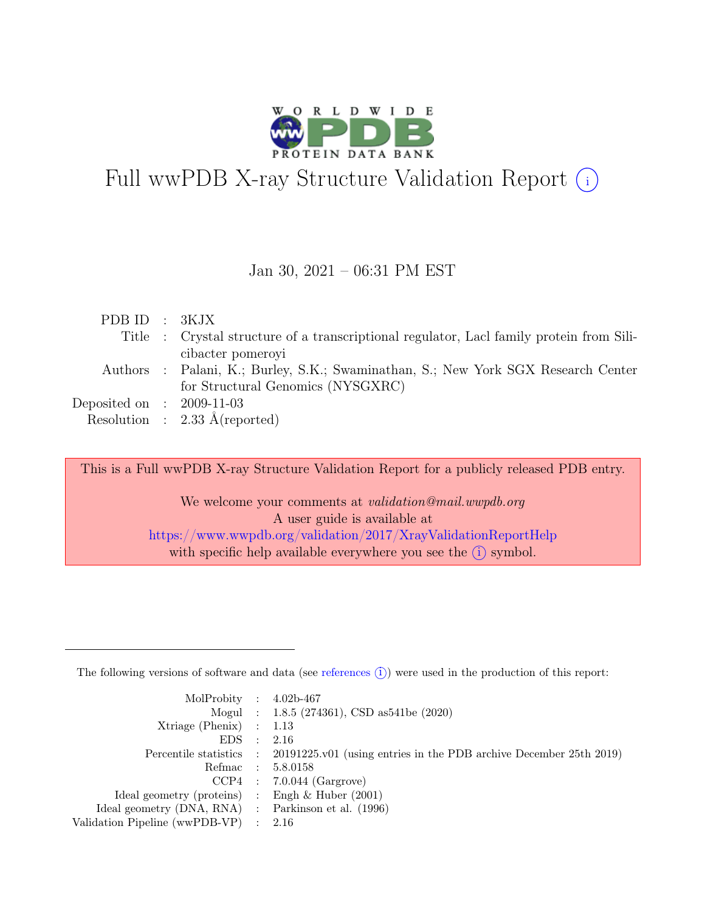# Full wwPDB X-ray Structure Validation Report (i)

Jan 30, 2021 – 06:31 PM EST

| | | |
|---|---|---|
| PDB ID | : | 3KJX |
| Title | : | Crystal structure of a transcriptional regulator, Lacl family protein from Silicibacter pomeroyi |
| Authors | : | Palani, K.; Burley, S.K.; Swaminathan, S.; New York SGX Research Center for Structural Genomics (NYSGXRC) |
| Deposited on | : | 2009-11-03 |
| Resolution | : | 2.33 Å(reported) |

This is a Full wwPDB X-ray Structure Validation Report for a publicly released PDB entry.

We welcome your comments at *validation@mail.wwpdb.org*
A user guide is available at
https://www.wwpdb.org/validation/2017/XrayValidationReportHelp
with specific help available everywhere you see the (i) symbol.

---

The following versions of software and data (see references (i)) were used in the production of this report:

| | | |
|---|---|---|
| MolProbity | : | 4.02b-467 |
| Mogul | : | 1.8.5 (274361), CSD as541be (2020) |
| Xtriage (Phenix) | : | 1.13 |
| EDS | : | 2.16 |
| Percentile statistics | : | 20191225.v01 (using entries in the PDB archive December 25th 2019) |
| Refmac | : | 5.8.0158 |
| CCP4 | : | 7.0.044 (Gargrove) |
| Ideal geometry (proteins) | : | Engh & Huber (2001) |
| Ideal geometry (DNA, RNA) | : | Parkinson et al. (1996) |
| Validation Pipeline (wwPDB-VP) | : | 2.16 |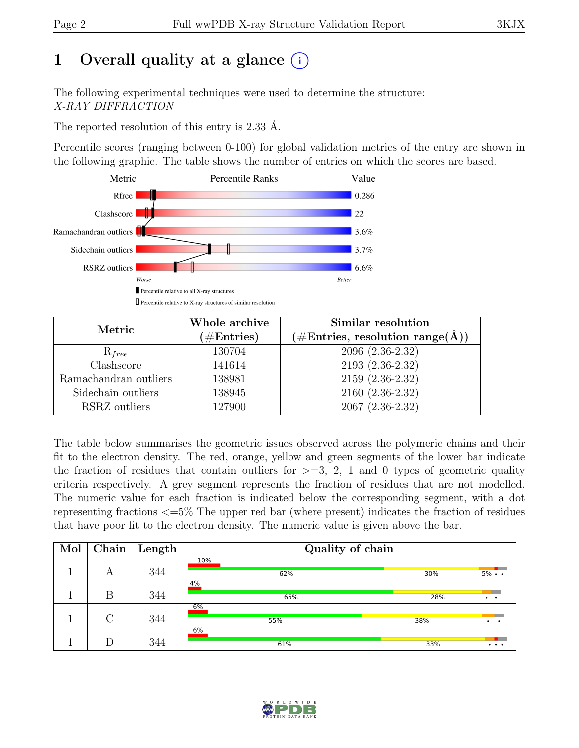# 1 Overall quality at a glance

The following experimental techniques were used to determine the structure:
*X-RAY DIFFRACTION*

The reported resolution of this entry is 2.33 Å.

Percentile scores (ranging between 0-100) for global validation metrics of the entry are shown in the following graphic. The table shows the number of entries on which the scores are based.

| Metric | Value |
|---|---|
| Rfree | 0.286 |
| Clashscore | 22 |
| Ramachandran outliers | 3.6% |
| Sidechain outliers | 3.7% |
| RSRZ outliers | 6.6% |

| Metric | Whole archive (#Entries) | Similar resolution (#Entries, resolution range(Å)) |
|---|---|---|
| $R_{free}$ | 130704 | 2096 (2.36-2.32) |
| Clashscore | 141614 | 2193 (2.36-2.32) |
| Ramachandran outliers | 138981 | 2159 (2.36-2.32) |
| Sidechain outliers | 138945 | 2160 (2.36-2.32) |
| RSRZ outliers | 127900 | 2067 (2.36-2.32) |

The table below summarises the geometric issues observed across the polymeric chains and their fit to the electron density. The red, orange, yellow and green segments of the lower bar indicate the fraction of residues that contain outliers for >=3, 2, 1 and 0 types of geometric quality criteria respectively. A grey segment represents the fraction of residues that are not modelled. The numeric value for each fraction is indicated below the corresponding segment, with a dot representing fractions <=5% The upper red bar (where present) indicates the fraction of residues that have poor fit to the electron density. The numeric value is given above the bar.

| Mol | Chain | Length | Quality of chain |
|---|---|---|---|
| 1 | A | 344 | 10%; 62%, 30%, 5% • • |
| 1 | B | 344 | 4%; 65%, 28%, • • |
| 1 | C | 344 | 6%; 55%, 38%, • • |
| 1 | D | 344 | 6%; 61%, 33%, • • • |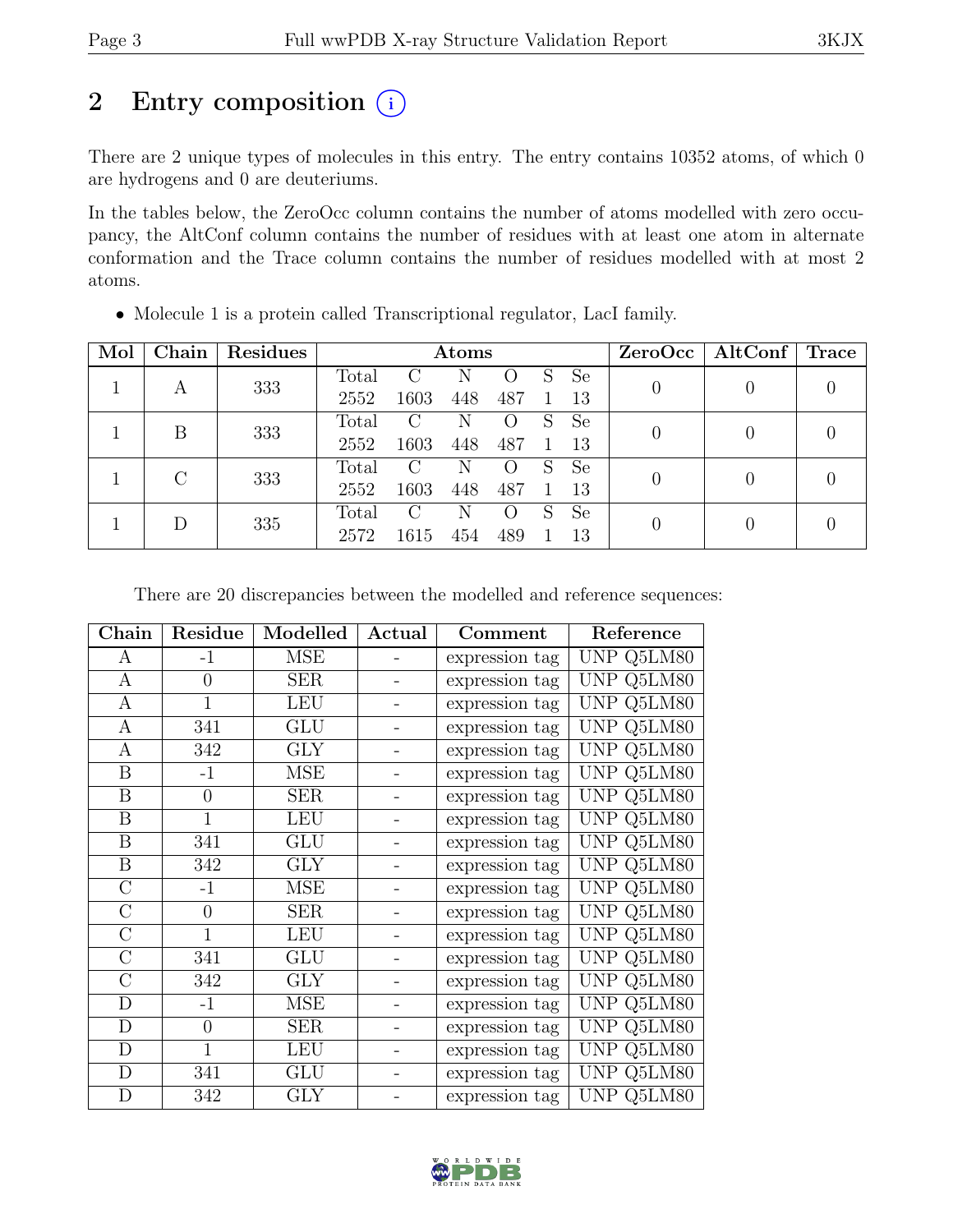# 2 Entry composition (i)

There are 2 unique types of molecules in this entry. The entry contains 10352 atoms, of which 0 are hydrogens and 0 are deuteriums.

In the tables below, the ZeroOcc column contains the number of atoms modelled with zero occupancy, the AltConf column contains the number of residues with at least one atom in alternate conformation and the Trace column contains the number of residues modelled with at most 2 atoms.

- Molecule 1 is a protein called Transcriptional regulator, LacI family.

| Mol | Chain | Residues | Atoms | | | | | | ZeroOcc | AltConf | Trace |
|---|---|---|---|---|---|---|---|---|---|---|---|
| 1 | A | 333 | Total<br>2552 | C<br>1603 | N<br>448 | O<br>487 | S<br>1 | Se<br>13 | 0 | 0 | 0 |
| 1 | B | 333 | Total<br>2552 | C<br>1603 | N<br>448 | O<br>487 | S<br>1 | Se<br>13 | 0 | 0 | 0 |
| 1 | C | 333 | Total<br>2552 | C<br>1603 | N<br>448 | O<br>487 | S<br>1 | Se<br>13 | 0 | 0 | 0 |
| 1 | D | 335 | Total<br>2572 | C<br>1615 | N<br>454 | O<br>489 | S<br>1 | Se<br>13 | 0 | 0 | 0 |

There are 20 discrepancies between the modelled and reference sequences:

| Chain | Residue | Modelled | Actual | Comment | Reference |
|---|---|---|---|---|---|
| A | -1 | MSE | - | expression tag | UNP Q5LM80 |
| A | 0 | SER | - | expression tag | UNP Q5LM80 |
| A | 1 | LEU | - | expression tag | UNP Q5LM80 |
| A | 341 | GLU | - | expression tag | UNP Q5LM80 |
| A | 342 | GLY | - | expression tag | UNP Q5LM80 |
| B | -1 | MSE | - | expression tag | UNP Q5LM80 |
| B | 0 | SER | - | expression tag | UNP Q5LM80 |
| B | 1 | LEU | - | expression tag | UNP Q5LM80 |
| B | 341 | GLU | - | expression tag | UNP Q5LM80 |
| B | 342 | GLY | - | expression tag | UNP Q5LM80 |
| C | -1 | MSE | - | expression tag | UNP Q5LM80 |
| C | 0 | SER | - | expression tag | UNP Q5LM80 |
| C | 1 | LEU | - | expression tag | UNP Q5LM80 |
| C | 341 | GLU | - | expression tag | UNP Q5LM80 |
| C | 342 | GLY | - | expression tag | UNP Q5LM80 |
| D | -1 | MSE | - | expression tag | UNP Q5LM80 |
| D | 0 | SER | - | expression tag | UNP Q5LM80 |
| D | 1 | LEU | - | expression tag | UNP Q5LM80 |
| D | 341 | GLU | - | expression tag | UNP Q5LM80 |
| D | 342 | GLY | - | expression tag | UNP Q5LM80 |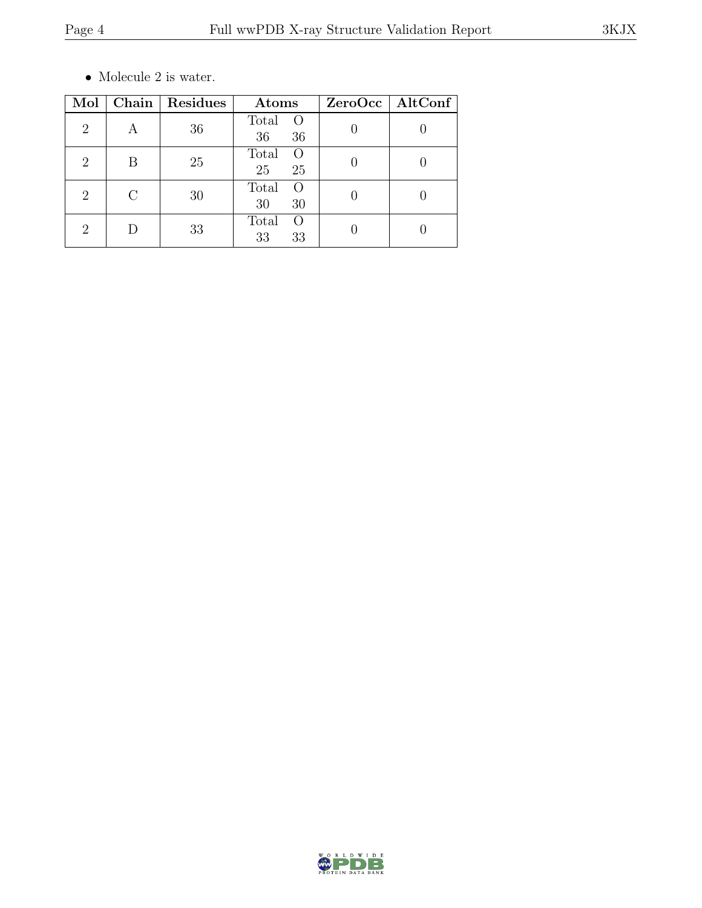- Molecule 2 is water.

| Mol | Chain | Residues | Atoms | | ZeroOcc | AltConf |
|---|---|---|---|---|---|---|
| | | | Total | O | | |
| 2 | A | 36 | 36 | 36 | 0 | 0 |
| 2 | B | 25 | 25 | 25 | 0 | 0 |
| 2 | C | 30 | 30 | 30 | 0 | 0 |
| 2 | D | 33 | 33 | 33 | 0 | 0 |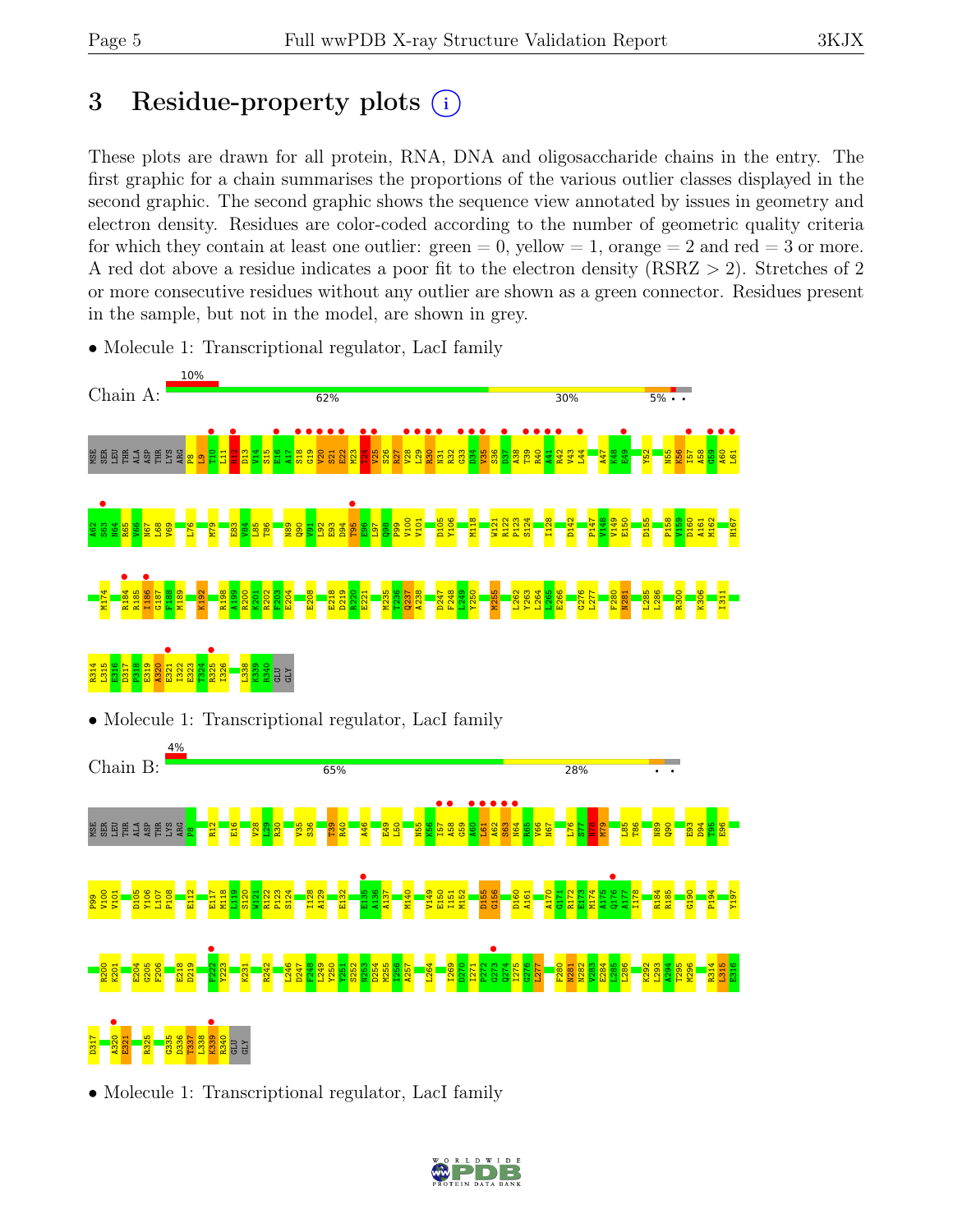# 3 Residue-property plots

These plots are drawn for all protein, RNA, DNA and oligosaccharide chains in the entry. The first graphic for a chain summarises the proportions of the various outlier classes displayed in the second graphic. The second graphic shows the sequence view annotated by issues in geometry and electron density. Residues are color-coded according to the number of geometric quality criteria for which they contain at least one outlier: green = 0, yellow = 1, orange = 2 and red = 3 or more. A red dot above a residue indicates a poor fit to the electron density (RSRZ > 2). Stretches of 2 or more consecutive residues without any outlier are shown as a green connector. Residues present in the sample, but not in the model, are shown in grey.

- Molecule 1: Transcriptional regulator, LacI family

Chain A: 10% | 62% | 30% | 5% • •

MSE SER LEU THR ALA ASP THR LYS ARG P8 L9 T10 L11 R12 D13 V14 S15 E16 A17 S18 G19 V20 S21 E22 M23 T24 V25 S26 R27 V28 L29 R30 N31 R32 G33 D34 V35 S36 D37 A38 T39 R40 A41 R42 V43 L44 A47 K48 E49 Y52 N55 K56 I57 A58 G59 A60 L61 A62 S63 N64 R65 V66 N67 L68 V69 L76 M79 E83 V84 L85 T86 N89 Q90 V91 L92 E93 D94 T95 E96 L97 Q98 P99 V100 V101 D105 Y106 M118 W121 R122 P123 S124 I128 D142 P147 V148 V149 E150 D155 P158 V159 D160 A161 M162 H167 M174 R184 R185 I186 G187 F188 M189 K192 R198 A199 R200 K201 R202 F203 E204 E208 E218 D219 R220 E221 M235 T236 Q237 A238 D247 F248 L249 Y250 M255 L262 Y263 L264 L265 E266 G276 L277 F280 N281 L285 L286 R300 K306 I311 R314 L315 E316 D317 P318 E319 A320 E321 I322 E323 T324 R325 I326 L338 K339 R340 GLU GLY

- Molecule 1: Transcriptional regulator, LacI family

Chain B: 4% | 65% | 28% | • •

MSE SER LEU THR ALA ASP THR LYS ARG P8 R12 E16 V28 L29 R30 V35 S36 T39 R40 A46 E49 L50 N55 K56 I57 A58 G59 A60 L61 A62 S63 N64 R65 V66 N67 L76 S77 V78 M79 L85 T86 N89 Q90 E93 D94 T95 E96 P99 V100 V101 D105 Y106 L107 P108 E112 E117 M118 L119 S120 W121 R122 P123 S124 I128 A129 E132 E135 A136 A137 M140 V149 E150 I151 M152 D155 G156 D160 A161 A170 G171 R172 E173 M174 A175 Q176 A177 I178 R184 R185 G190 P194 Y197 R200 K201 E204 G205 F206 E218 D219 F222 Y223 K231 R242 L246 D247 F248 L249 Y250 Y251 S252 N253 D254 M255 I256 A257 L264 I269 D270 I271 P272 G273 Q274 I275 G276 L277 F280 N281 N282 V283 E284 L285 L286 K292 L293 A294 T295 M296 R314 L315 E316 D317 A320 E321 R325 G335 D336 T337 L338 K339 R340 GLU GLY

- Molecule 1: Transcriptional regulator, LacI family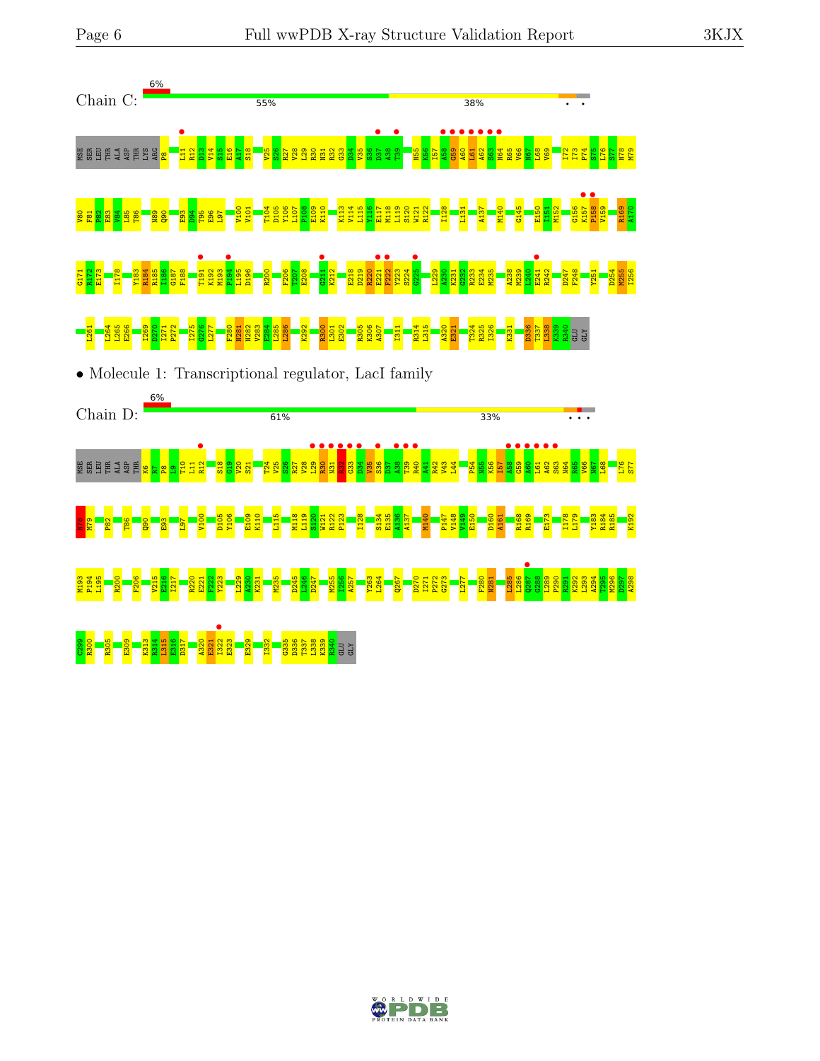Chain C: 6% | 55% | 38%

MSE SER LEU THR ALA ASP THR LYS ARG P8 L11 R12 D13 V14 S15 E16 A17 S18 V25 S26 R27 V28 L29 R30 N31 R32 G33 D34 V35 S36 D37 A38 T39 N55 K56 I57 A58 G59 A60 L61 A62 S63 N64 R65 V66 N67 L68 V69 I72 I73 P74 S75 L76 S77 N78 M79

V80 F81 P82 E83 V84 L85 T86 N89 Q90 E93 D94 T95 E96 L97 V100 V101 T104 D105 Y106 L107 P108 E109 K110 K113 V114 L115 Y116 E117 M118 L119 S120 W121 R122 I128 L131 A137 M140 G145 E150 I151 M152 G166 K157 P158 V159 R169 A170

G171 R172 E173 I178 Y183 R184 R185 I186 G187 F188 T191 K192 M193 P194 L195 D196 R200 F206 T207 E208 G211 K212 E218 D219 R220 E221 F222 Y223 S224 G225 L229 A230 K231 G232 R233 E234 M235 A238 M239 L240 E241 R242 D247 F248 Y251 D254 M255 I256

L261 L264 L265 E266 I269 D270 I271 P272 I275 G276 L277 F280 N281 N282 V283 E284 L285 L286 K292 R300 L301 E302 R305 K306 A307 I311 R314 L315 A320 E321 T324 R325 I326 K331 D336 T337 L338 K339 R340 GLU GLY

- Molecule 1: Transcriptional regulator, LacI family

Chain D: 6% | 61% | 33%

MSE SER LEU THR ALA ASP THR K6 R7 P8 L9 T10 L11 R12 S18 G19 V20 S21 T25 V25 S26 R27 V28 L29 R30 N31 R32 G33 D34 V35 S36 D37 A38 T39 R40 A41 R42 V43 L44 P54 N55 K56 I57 A58 G59 A60 L61 A62 S63 N64 R65 V66 N67 L68 L76 S77

N78 M79 P82 T86 Q90 E93 L97 V100 D105 Y106 E109 K110 L115 M118 L119 S120 W121 R122 P123 I128 S134 E135 A136 A137 M140 P147 V148 V149 E150 D160 A161 R168 R169 E173 I178 L179 Y183 R184 R185 K192

M193 P194 L195 R200 F206 V215 E216 I217 R220 E221 F222 Y223 L229 A230 K231 M235 D245 L246 D247 M255 I256 A257 Y263 L264 Q267 D270 I271 P272 G273 L277 F280 N281 L285 L286 Q287 G288 L289 P290 R291 K292 L293 A294 T295 M296 D297 A298

C299 R300 R305 E309 K313 R314 L315 E316 D317 A320 E321 I322 E323 E329 I332 G335 D336 T337 L338 K339 R340 GLU GLY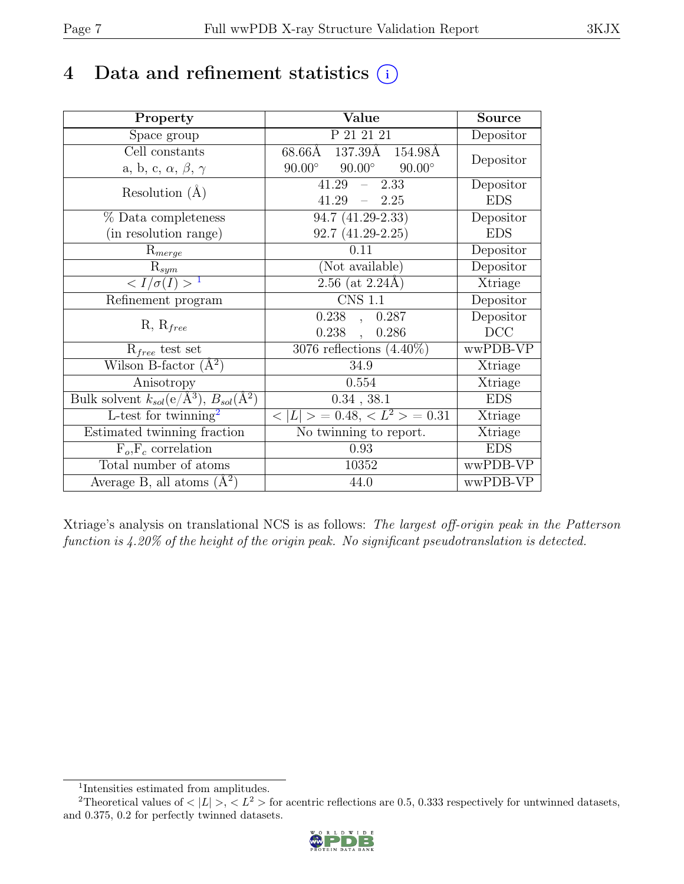# 4 Data and refinement statistics

| Property | Value | Source |
|---|---|---|
| Space group | P 21 21 21 | Depositor |
| Cell constants<br>a, b, c, $\alpha$, $\beta$, $\gamma$ | 68.66Å 137.39Å 154.98Å<br>90.00° 90.00° 90.00° | Depositor |
| Resolution (Å) | 41.29 – 2.33<br>41.29 – 2.25 | Depositor<br>EDS |
| % Data completeness<br>(in resolution range) | 94.7 (41.29-2.33)<br>92.7 (41.29-2.25) | Depositor<br>EDS |
| $R_{merge}$ | 0.11 | Depositor |
| $R_{sym}$ | (Not available) | Depositor |
| $< I/\sigma(I) >$ [1] | 2.56 (at 2.24Å) | Xtriage |
| Refinement program | CNS 1.1 | Depositor |
| R, $R_{free}$ | 0.238 , 0.287<br>0.238 , 0.286 | Depositor<br>DCC |
| $R_{free}$ test set | 3076 reflections (4.40%) | wwPDB-VP |
| Wilson B-factor (Å$^2$) | 34.9 | Xtriage |
| Anisotropy | 0.554 | Xtriage |
| Bulk solvent $k_{sol}$(e/Å$^3$), $B_{sol}$(Å$^2$) | 0.34 , 38.1 | EDS |
| L-test for twinning[2] | $< \|L\| > = 0.48$, $< L^2 > = 0.31$ | Xtriage |
| Estimated twinning fraction | No twinning to report. | Xtriage |
| $F_o$,$F_c$ correlation | 0.93 | EDS |
| Total number of atoms | 10352 | wwPDB-VP |
| Average B, all atoms (Å$^2$) | 44.0 | wwPDB-VP |

Xtriage's analysis on translational NCS is as follows: *The largest off-origin peak in the Patterson function is 4.20% of the height of the origin peak. No significant pseudotranslation is detected.*

[1] Intensities estimated from amplitudes.

[2] Theoretical values of $< |L| >$, $< L^2 >$ for acentric reflections are 0.5, 0.333 respectively for untwinned datasets, and 0.375, 0.2 for perfectly twinned datasets.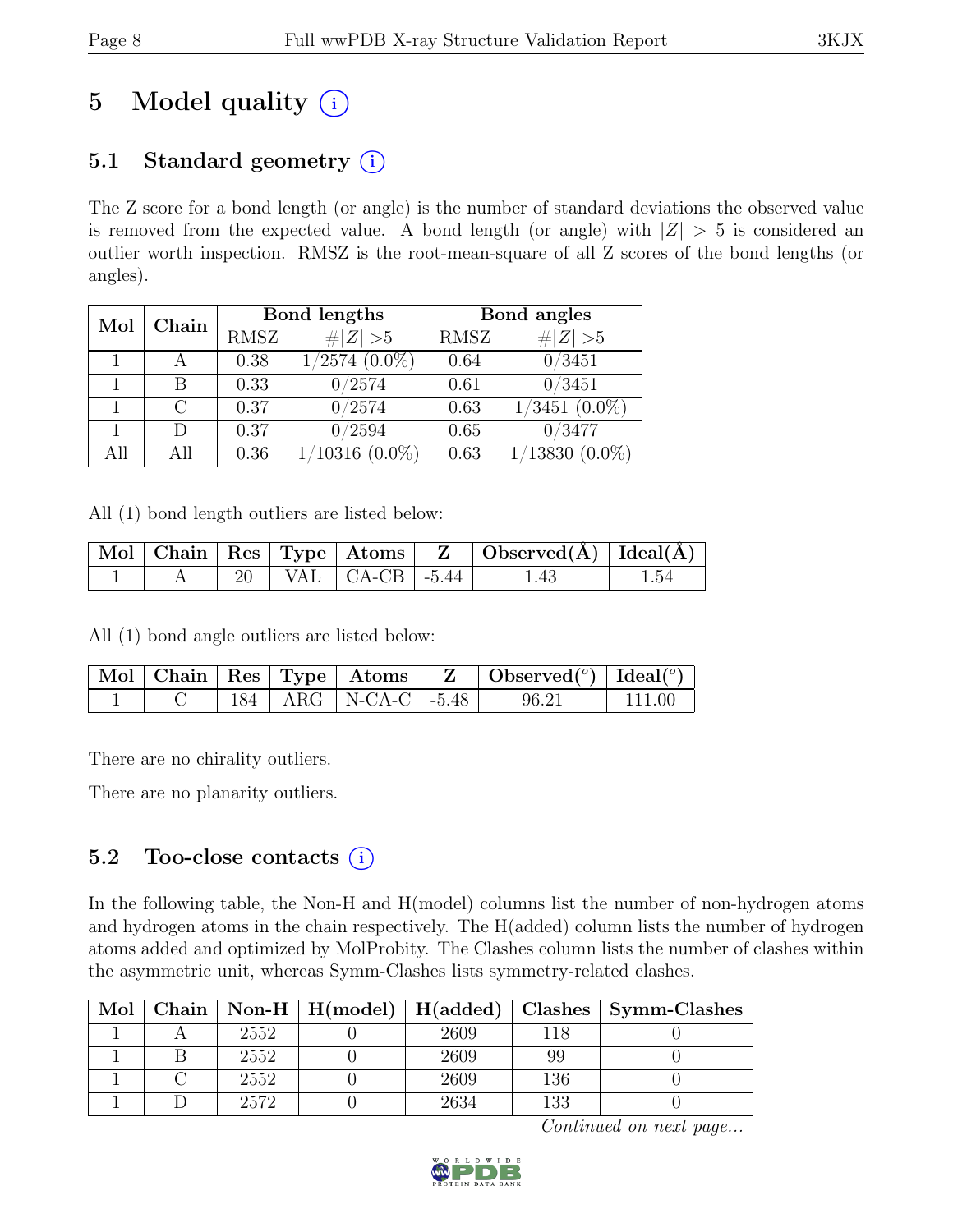# 5 Model quality (i)

## 5.1 Standard geometry (i)

The Z score for a bond length (or angle) is the number of standard deviations the observed value is removed from the expected value. A bond length (or angle) with $|Z| > 5$ is considered an outlier worth inspection. RMSZ is the root-mean-square of all Z scores of the bond lengths (or angles).

| Mol | Chain | Bond lengths | | Bond angles | |
|---|---|---|---|---|---|
| | | RMSZ | $\#\|Z\| > 5$ | RMSZ | $\#\|Z\| > 5$ |
| 1 | A | 0.38 | 1/2574 (0.0%) | 0.64 | 0/3451 |
| 1 | B | 0.33 | 0/2574 | 0.61 | 0/3451 |
| 1 | C | 0.37 | 0/2574 | 0.63 | 1/3451 (0.0%) |
| 1 | D | 0.37 | 0/2594 | 0.65 | 0/3477 |
| All | All | 0.36 | 1/10316 (0.0%) | 0.63 | 1/13830 (0.0%) |

All (1) bond length outliers are listed below:

| Mol | Chain | Res | Type | Atoms | Z | Observed(Å) | Ideal(Å) |
|---|---|---|---|---|---|---|---|
| 1 | A | 20 | VAL | CA-CB | -5.44 | 1.43 | 1.54 |

All (1) bond angle outliers are listed below:

| Mol | Chain | Res | Type | Atoms | Z | Observed($^o$) | Ideal($^o$) |
|---|---|---|---|---|---|---|---|
| 1 | C | 184 | ARG | N-CA-C | -5.48 | 96.21 | 111.00 |

There are no chirality outliers.

There are no planarity outliers.

## 5.2 Too-close contacts (i)

In the following table, the Non-H and H(model) columns list the number of non-hydrogen atoms and hydrogen atoms in the chain respectively. The H(added) column lists the number of hydrogen atoms added and optimized by MolProbity. The Clashes column lists the number of clashes within the asymmetric unit, whereas Symm-Clashes lists symmetry-related clashes.

| Mol | Chain | Non-H | H(model) | H(added) | Clashes | Symm-Clashes |
|---|---|---|---|---|---|---|
| 1 | A | 2552 | 0 | 2609 | 118 | 0 |
| 1 | B | 2552 | 0 | 2609 | 99 | 0 |
| 1 | C | 2552 | 0 | 2609 | 136 | 0 |
| 1 | D | 2572 | 0 | 2634 | 133 | 0 |

*Continued on next page...*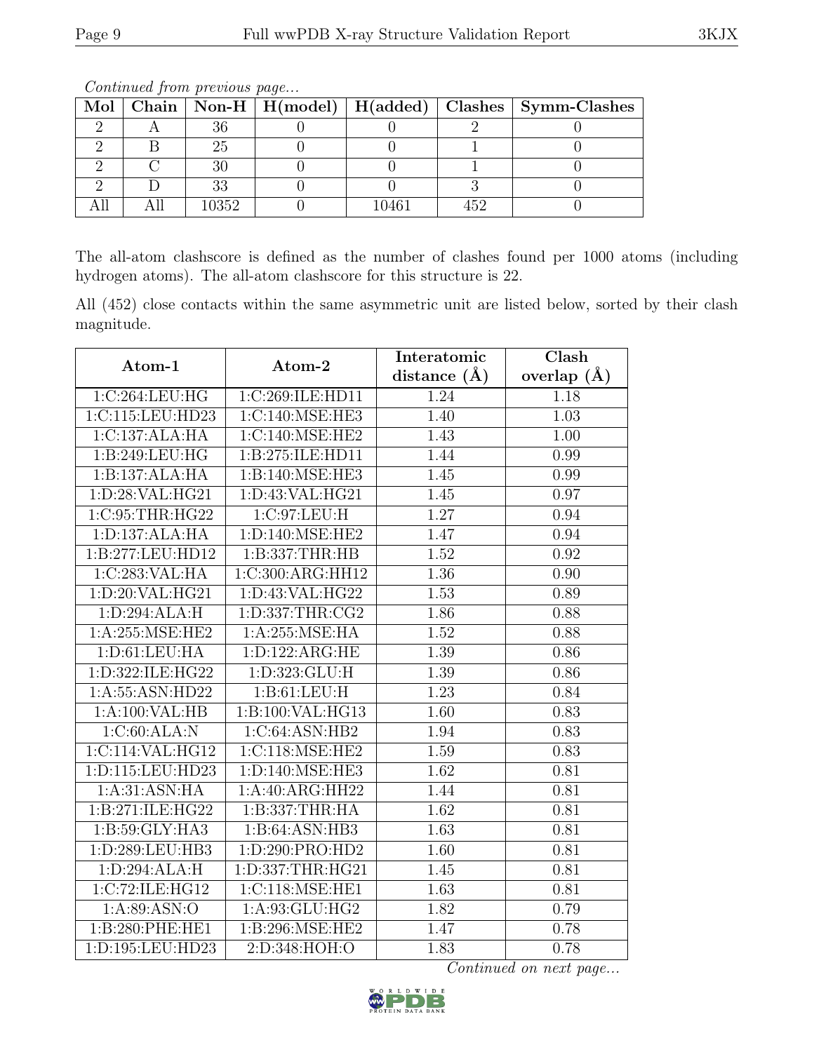*Continued from previous page...*

| Mol | Chain | Non-H | H(model) | H(added) | Clashes | Symm-Clashes |
|---|---|---|---|---|---|---|
| 2 | A | 36 | 0 | 0 | 2 | 0 |
| 2 | B | 25 | 0 | 0 | 1 | 0 |
| 2 | C | 30 | 0 | 0 | 1 | 0 |
| 2 | D | 33 | 0 | 0 | 3 | 0 |
| All | All | 10352 | 0 | 10461 | 452 | 0 |

The all-atom clashscore is defined as the number of clashes found per 1000 atoms (including hydrogen atoms). The all-atom clashscore for this structure is 22.

All (452) close contacts within the same asymmetric unit are listed below, sorted by their clash magnitude.

| Atom-1 | Atom-2 | Interatomic distance (Å) | Clash overlap (Å) |
|---|---|---|---|
| 1:C:264:LEU:HG | 1:C:269:ILE:HD11 | 1.24 | 1.18 |
| 1:C:115:LEU:HD23 | 1:C:140:MSE:HE3 | 1.40 | 1.03 |
| 1:C:137:ALA:HA | 1:C:140:MSE:HE2 | 1.43 | 1.00 |
| 1:B:249:LEU:HG | 1:B:275:ILE:HD11 | 1.44 | 0.99 |
| 1:B:137:ALA:HA | 1:B:140:MSE:HE3 | 1.45 | 0.99 |
| 1:D:28:VAL:HG21 | 1:D:43:VAL:HG21 | 1.45 | 0.97 |
| 1:C:95:THR:HG22 | 1:C:97:LEU:H | 1.27 | 0.94 |
| 1:D:137:ALA:HA | 1:D:140:MSE:HE2 | 1.47 | 0.94 |
| 1:B:277:LEU:HD12 | 1:B:337:THR:HB | 1.52 | 0.92 |
| 1:C:283:VAL:HA | 1:C:300:ARG:HH12 | 1.36 | 0.90 |
| 1:D:20:VAL:HG21 | 1:D:43:VAL:HG22 | 1.53 | 0.89 |
| 1:D:294:ALA:H | 1:D:337:THR:CG2 | 1.86 | 0.88 |
| 1:A:255:MSE:HE2 | 1:A:255:MSE:HA | 1.52 | 0.88 |
| 1:D:61:LEU:HA | 1:D:122:ARG:HE | 1.39 | 0.86 |
| 1:D:322:ILE:HG22 | 1:D:323:GLU:H | 1.39 | 0.86 |
| 1:A:55:ASN:HD22 | 1:B:61:LEU:H | 1.23 | 0.84 |
| 1:A:100:VAL:HB | 1:B:100:VAL:HG13 | 1.60 | 0.83 |
| 1:C:60:ALA:N | 1:C:64:ASN:HB2 | 1.94 | 0.83 |
| 1:C:114:VAL:HG12 | 1:C:118:MSE:HE2 | 1.59 | 0.83 |
| 1:D:115:LEU:HD23 | 1:D:140:MSE:HE3 | 1.62 | 0.81 |
| 1:A:31:ASN:HA | 1:A:40:ARG:HH22 | 1.44 | 0.81 |
| 1:B:271:ILE:HG22 | 1:B:337:THR:HA | 1.62 | 0.81 |
| 1:B:59:GLY:HA3 | 1:B:64:ASN:HB3 | 1.63 | 0.81 |
| 1:D:289:LEU:HB3 | 1:D:290:PRO:HD2 | 1.60 | 0.81 |
| 1:D:294:ALA:H | 1:D:337:THR:HG21 | 1.45 | 0.81 |
| 1:C:72:ILE:HG12 | 1:C:118:MSE:HE1 | 1.63 | 0.81 |
| 1:A:89:ASN:O | 1:A:93:GLU:HG2 | 1.82 | 0.79 |
| 1:B:280:PHE:HE1 | 1:B:296:MSE:HE2 | 1.47 | 0.78 |
| 1:D:195:LEU:HD23 | 2:D:348:HOH:O | 1.83 | 0.78 |

*Continued on next page...*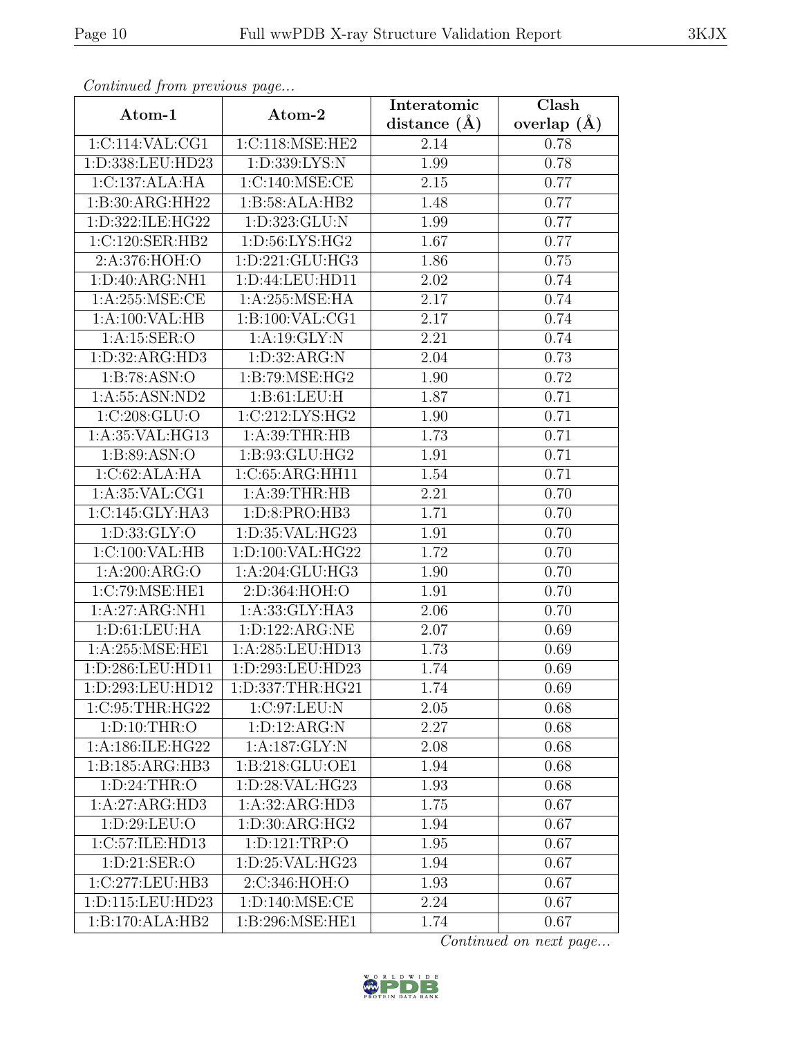*Continued from previous page...*

| Atom-1 | Atom-2 | Interatomic distance (Å) | Clash overlap (Å) |
|---|---|---|---|
| 1:C:114:VAL:CG1 | 1:C:118:MSE:HE2 | 2.14 | 0.78 |
| 1:D:338:LEU:HD23 | 1:D:339:LYS:N | 1.99 | 0.78 |
| 1:C:137:ALA:HA | 1:C:140:MSE:CE | 2.15 | 0.77 |
| 1:B:30:ARG:HH22 | 1:B:58:ALA:HB2 | 1.48 | 0.77 |
| 1:D:322:ILE:HG22 | 1:D:323:GLU:N | 1.99 | 0.77 |
| 1:C:120:SER:HB2 | 1:D:56:LYS:HG2 | 1.67 | 0.77 |
| 2:A:376:HOH:O | 1:D:221:GLU:HG3 | 1.86 | 0.75 |
| 1:D:40:ARG:NH1 | 1:D:44:LEU:HD11 | 2.02 | 0.74 |
| 1:A:255:MSE:CE | 1:A:255:MSE:HA | 2.17 | 0.74 |
| 1:A:100:VAL:HB | 1:B:100:VAL:CG1 | 2.17 | 0.74 |
| 1:A:15:SER:O | 1:A:19:GLY:N | 2.21 | 0.74 |
| 1:D:32:ARG:HD3 | 1:D:32:ARG:N | 2.04 | 0.73 |
| 1:B:78:ASN:O | 1:B:79:MSE:HG2 | 1.90 | 0.72 |
| 1:A:55:ASN:ND2 | 1:B:61:LEU:H | 1.87 | 0.71 |
| 1:C:208:GLU:O | 1:C:212:LYS:HG2 | 1.90 | 0.71 |
| 1:A:35:VAL:HG13 | 1:A:39:THR:HB | 1.73 | 0.71 |
| 1:B:89:ASN:O | 1:B:93:GLU:HG2 | 1.91 | 0.71 |
| 1:C:62:ALA:HA | 1:C:65:ARG:HH11 | 1.54 | 0.71 |
| 1:A:35:VAL:CG1 | 1:A:39:THR:HB | 2.21 | 0.70 |
| 1:C:145:GLY:HA3 | 1:D:8:PRO:HB3 | 1.71 | 0.70 |
| 1:D:33:GLY:O | 1:D:35:VAL:HG23 | 1.91 | 0.70 |
| 1:C:100:VAL:HB | 1:D:100:VAL:HG22 | 1.72 | 0.70 |
| 1:A:200:ARG:O | 1:A:204:GLU:HG3 | 1.90 | 0.70 |
| 1:C:79:MSE:HE1 | 2:D:364:HOH:O | 1.91 | 0.70 |
| 1:A:27:ARG:NH1 | 1:A:33:GLY:HA3 | 2.06 | 0.70 |
| 1:D:61:LEU:HA | 1:D:122:ARG:NE | 2.07 | 0.69 |
| 1:A:255:MSE:HE1 | 1:A:285:LEU:HD13 | 1.73 | 0.69 |
| 1:D:286:LEU:HD11 | 1:D:293:LEU:HD23 | 1.74 | 0.69 |
| 1:D:293:LEU:HD12 | 1:D:337:THR:HG21 | 1.74 | 0.69 |
| 1:C:95:THR:HG22 | 1:C:97:LEU:N | 2.05 | 0.68 |
| 1:D:10:THR:O | 1:D:12:ARG:N | 2.27 | 0.68 |
| 1:A:186:ILE:HG22 | 1:A:187:GLY:N | 2.08 | 0.68 |
| 1:B:185:ARG:HB3 | 1:B:218:GLU:OE1 | 1.94 | 0.68 |
| 1:D:24:THR:O | 1:D:28:VAL:HG23 | 1.93 | 0.68 |
| 1:A:27:ARG:HD3 | 1:A:32:ARG:HD3 | 1.75 | 0.67 |
| 1:D:29:LEU:O | 1:D:30:ARG:HG2 | 1.94 | 0.67 |
| 1:C:57:ILE:HD13 | 1:D:121:TRP:O | 1.95 | 0.67 |
| 1:D:21:SER:O | 1:D:25:VAL:HG23 | 1.94 | 0.67 |
| 1:C:277:LEU:HB3 | 2:C:346:HOH:O | 1.93 | 0.67 |
| 1:D:115:LEU:HD23 | 1:D:140:MSE:CE | 2.24 | 0.67 |
| 1:B:170:ALA:HB2 | 1:B:296:MSE:HE1 | 1.74 | 0.67 |

*Continued on next page...*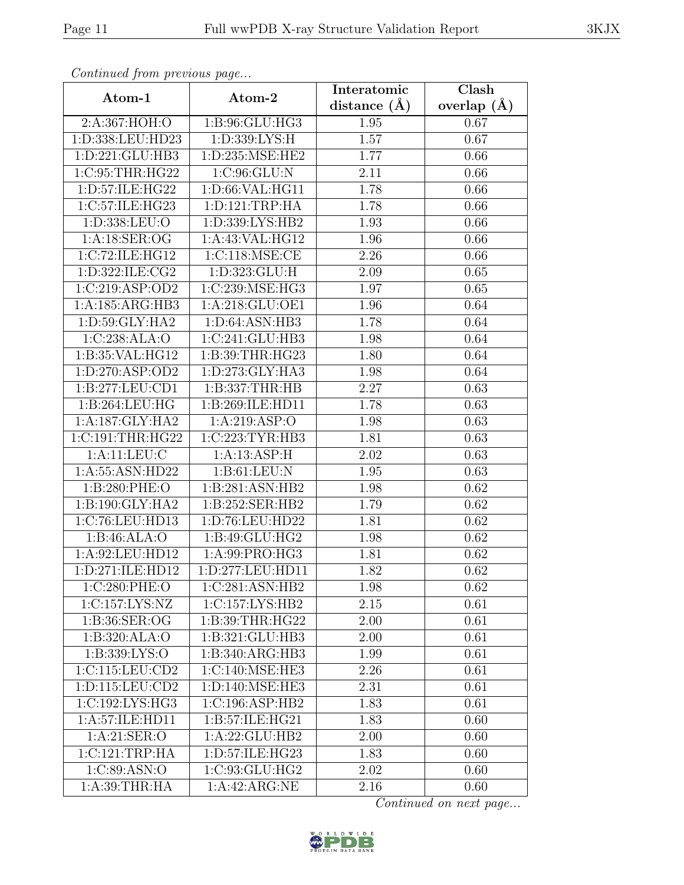*Continued from previous page...*

| Atom-1 | Atom-2 | Interatomic distance (Å) | Clash overlap (Å) |
|---|---|---|---|
| 2:A:367:HOH:O | 1:B:96:GLU:HG3 | 1.95 | 0.67 |
| 1:D:338:LEU:HD23 | 1:D:339:LYS:H | 1.57 | 0.67 |
| 1:D:221:GLU:HB3 | 1:D:235:MSE:HE2 | 1.77 | 0.66 |
| 1:C:95:THR:HG22 | 1:C:96:GLU:N | 2.11 | 0.66 |
| 1:D:57:ILE:HG22 | 1:D:66:VAL:HG11 | 1.78 | 0.66 |
| 1:C:57:ILE:HG23 | 1:D:121:TRP:HA | 1.78 | 0.66 |
| 1:D:338:LEU:O | 1:D:339:LYS:HB2 | 1.93 | 0.66 |
| 1:A:18:SER:OG | 1:A:43:VAL:HG12 | 1.96 | 0.66 |
| 1:C:72:ILE:HG12 | 1:C:118:MSE:CE | 2.26 | 0.66 |
| 1:D:322:ILE:CG2 | 1:D:323:GLU:H | 2.09 | 0.65 |
| 1:C:219:ASP:OD2 | 1:C:239:MSE:HG3 | 1.97 | 0.65 |
| 1:A:185:ARG:HB3 | 1:A:218:GLU:OE1 | 1.96 | 0.64 |
| 1:D:59:GLY:HA2 | 1:D:64:ASN:HB3 | 1.78 | 0.64 |
| 1:C:238:ALA:O | 1:C:241:GLU:HB3 | 1.98 | 0.64 |
| 1:B:35:VAL:HG12 | 1:B:39:THR:HG23 | 1.80 | 0.64 |
| 1:D:270:ASP:OD2 | 1:D:273:GLY:HA3 | 1.98 | 0.64 |
| 1:B:277:LEU:CD1 | 1:B:337:THR:HB | 2.27 | 0.63 |
| 1:B:264:LEU:HG | 1:B:269:ILE:HD11 | 1.78 | 0.63 |
| 1:A:187:GLY:HA2 | 1:A:219:ASP:O | 1.98 | 0.63 |
| 1:C:191:THR:HG22 | 1:C:223:TYR:HB3 | 1.81 | 0.63 |
| 1:A:11:LEU:C | 1:A:13:ASP:H | 2.02 | 0.63 |
| 1:A:55:ASN:HD22 | 1:B:61:LEU:N | 1.95 | 0.63 |
| 1:B:280:PHE:O | 1:B:281:ASN:HB2 | 1.98 | 0.62 |
| 1:B:190:GLY:HA2 | 1:B:252:SER:HB2 | 1.79 | 0.62 |
| 1:C:76:LEU:HD13 | 1:D:76:LEU:HD22 | 1.81 | 0.62 |
| 1:B:46:ALA:O | 1:B:49:GLU:HG2 | 1.98 | 0.62 |
| 1:A:92:LEU:HD12 | 1:A:99:PRO:HG3 | 1.81 | 0.62 |
| 1:D:271:ILE:HD12 | 1:D:277:LEU:HD11 | 1.82 | 0.62 |
| 1:C:280:PHE:O | 1:C:281:ASN:HB2 | 1.98 | 0.62 |
| 1:C:157:LYS:NZ | 1:C:157:LYS:HB2 | 2.15 | 0.61 |
| 1:B:36:SER:OG | 1:B:39:THR:HG22 | 2.00 | 0.61 |
| 1:B:320:ALA:O | 1:B:321:GLU:HB3 | 2.00 | 0.61 |
| 1:B:339:LYS:O | 1:B:340:ARG:HB3 | 1.99 | 0.61 |
| 1:C:115:LEU:CD2 | 1:C:140:MSE:HE3 | 2.26 | 0.61 |
| 1:D:115:LEU:CD2 | 1:D:140:MSE:HE3 | 2.31 | 0.61 |
| 1:C:192:LYS:HG3 | 1:C:196:ASP:HB2 | 1.83 | 0.61 |
| 1:A:57:ILE:HD11 | 1:B:57:ILE:HG21 | 1.83 | 0.60 |
| 1:A:21:SER:O | 1:A:22:GLU:HB2 | 2.00 | 0.60 |
| 1:C:121:TRP:HA | 1:D:57:ILE:HG23 | 1.83 | 0.60 |
| 1:C:89:ASN:O | 1:C:93:GLU:HG2 | 2.02 | 0.60 |
| 1:A:39:THR:HA | 1:A:42:ARG:NE | 2.16 | 0.60 |

*Continued on next page...*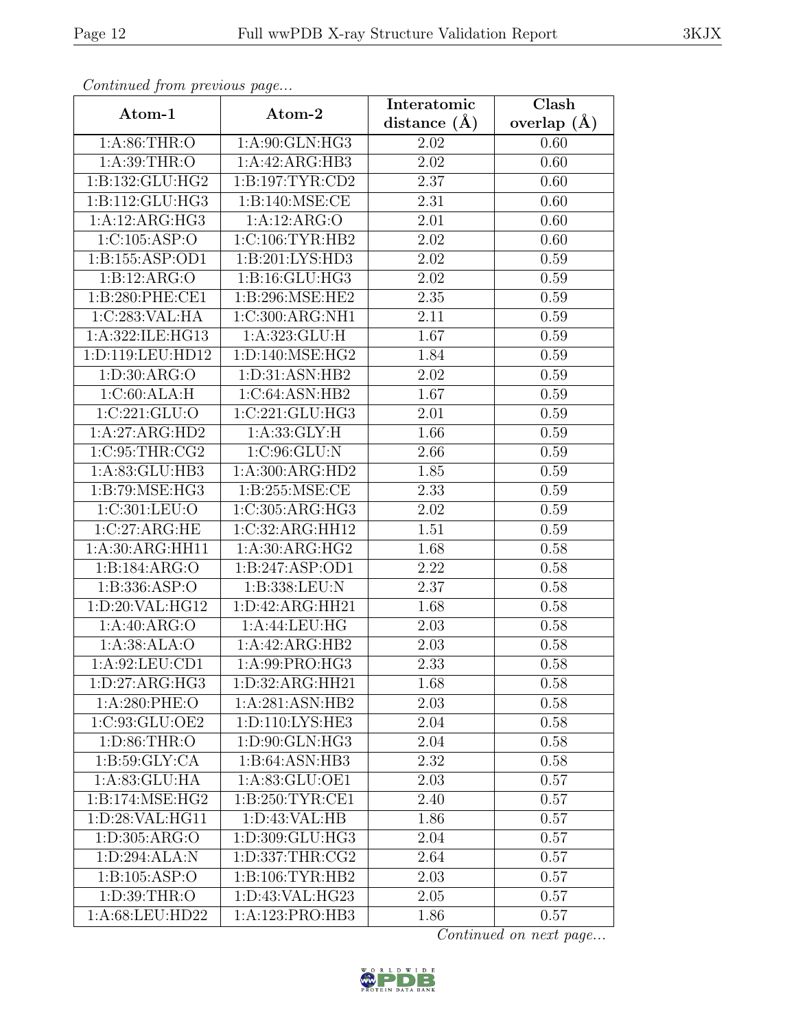*Continued from previous page...*

| Atom-1 | Atom-2 | Interatomic distance (Å) | Clash overlap (Å) |
|---|---|---|---|
| 1:A:86:THR:O | 1:A:90:GLN:HG3 | 2.02 | 0.60 |
| 1:A:39:THR:O | 1:A:42:ARG:HB3 | 2.02 | 0.60 |
| 1:B:132:GLU:HG2 | 1:B:197:TYR:CD2 | 2.37 | 0.60 |
| 1:B:112:GLU:HG3 | 1:B:140:MSE:CE | 2.31 | 0.60 |
| 1:A:12:ARG:HG3 | 1:A:12:ARG:O | 2.01 | 0.60 |
| 1:C:105:ASP:O | 1:C:106:TYR:HB2 | 2.02 | 0.60 |
| 1:B:155:ASP:OD1 | 1:B:201:LYS:HD3 | 2.02 | 0.59 |
| 1:B:12:ARG:O | 1:B:16:GLU:HG3 | 2.02 | 0.59 |
| 1:B:280:PHE:CE1 | 1:B:296:MSE:HE2 | 2.35 | 0.59 |
| 1:C:283:VAL:HA | 1:C:300:ARG:NH1 | 2.11 | 0.59 |
| 1:A:322:ILE:HG13 | 1:A:323:GLU:H | 1.67 | 0.59 |
| 1:D:119:LEU:HD12 | 1:D:140:MSE:HG2 | 1.84 | 0.59 |
| 1:D:30:ARG:O | 1:D:31:ASN:HB2 | 2.02 | 0.59 |
| 1:C:60:ALA:H | 1:C:64:ASN:HB2 | 1.67 | 0.59 |
| 1:C:221:GLU:O | 1:C:221:GLU:HG3 | 2.01 | 0.59 |
| 1:A:27:ARG:HD2 | 1:A:33:GLY:H | 1.66 | 0.59 |
| 1:C:95:THR:CG2 | 1:C:96:GLU:N | 2.66 | 0.59 |
| 1:A:83:GLU:HB3 | 1:A:300:ARG:HD2 | 1.85 | 0.59 |
| 1:B:79:MSE:HG3 | 1:B:255:MSE:CE | 2.33 | 0.59 |
| 1:C:301:LEU:O | 1:C:305:ARG:HG3 | 2.02 | 0.59 |
| 1:C:27:ARG:HE | 1:C:32:ARG:HH12 | 1.51 | 0.59 |
| 1:A:30:ARG:HH11 | 1:A:30:ARG:HG2 | 1.68 | 0.58 |
| 1:B:184:ARG:O | 1:B:247:ASP:OD1 | 2.22 | 0.58 |
| 1:B:336:ASP:O | 1:B:338:LEU:N | 2.37 | 0.58 |
| 1:D:20:VAL:HG12 | 1:D:42:ARG:HH21 | 1.68 | 0.58 |
| 1:A:40:ARG:O | 1:A:44:LEU:HG | 2.03 | 0.58 |
| 1:A:38:ALA:O | 1:A:42:ARG:HB2 | 2.03 | 0.58 |
| 1:A:92:LEU:CD1 | 1:A:99:PRO:HG3 | 2.33 | 0.58 |
| 1:D:27:ARG:HG3 | 1:D:32:ARG:HH21 | 1.68 | 0.58 |
| 1:A:280:PHE:O | 1:A:281:ASN:HB2 | 2.03 | 0.58 |
| 1:C:93:GLU:OE2 | 1:D:110:LYS:HE3 | 2.04 | 0.58 |
| 1:D:86:THR:O | 1:D:90:GLN:HG3 | 2.04 | 0.58 |
| 1:B:59:GLY:CA | 1:B:64:ASN:HB3 | 2.32 | 0.58 |
| 1:A:83:GLU:HA | 1:A:83:GLU:OE1 | 2.03 | 0.57 |
| 1:B:174:MSE:HG2 | 1:B:250:TYR:CE1 | 2.40 | 0.57 |
| 1:D:28:VAL:HG11 | 1:D:43:VAL:HB | 1.86 | 0.57 |
| 1:D:305:ARG:O | 1:D:309:GLU:HG3 | 2.04 | 0.57 |
| 1:D:294:ALA:N | 1:D:337:THR:CG2 | 2.64 | 0.57 |
| 1:B:105:ASP:O | 1:B:106:TYR:HB2 | 2.03 | 0.57 |
| 1:D:39:THR:O | 1:D:43:VAL:HG23 | 2.05 | 0.57 |
| 1:A:68:LEU:HD22 | 1:A:123:PRO:HB3 | 1.86 | 0.57 |

*Continued on next page...*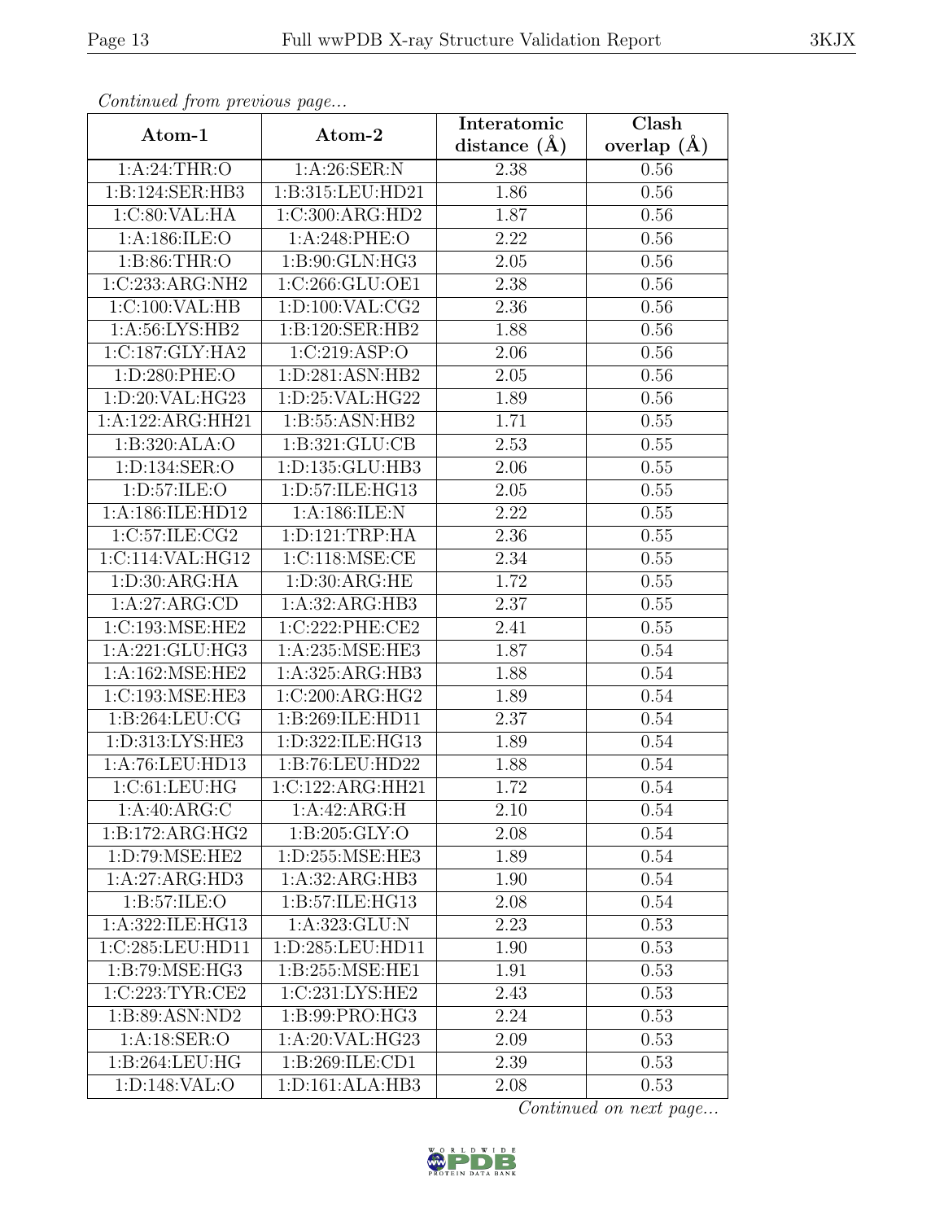*Continued from previous page...*

| Atom-1 | Atom-2 | Interatomic distance (Å) | Clash overlap (Å) |
|---|---|---|---|
| 1:A:24:THR:O | 1:A:26:SER:N | 2.38 | 0.56 |
| 1:B:124:SER:HB3 | 1:B:315:LEU:HD21 | 1.86 | 0.56 |
| 1:C:80:VAL:HA | 1:C:300:ARG:HD2 | 1.87 | 0.56 |
| 1:A:186:ILE:O | 1:A:248:PHE:O | 2.22 | 0.56 |
| 1:B:86:THR:O | 1:B:90:GLN:HG3 | 2.05 | 0.56 |
| 1:C:233:ARG:NH2 | 1:C:266:GLU:OE1 | 2.38 | 0.56 |
| 1:C:100:VAL:HB | 1:D:100:VAL:CG2 | 2.36 | 0.56 |
| 1:A:56:LYS:HB2 | 1:B:120:SER:HB2 | 1.88 | 0.56 |
| 1:C:187:GLY:HA2 | 1:C:219:ASP:O | 2.06 | 0.56 |
| 1:D:280:PHE:O | 1:D:281:ASN:HB2 | 2.05 | 0.56 |
| 1:D:20:VAL:HG23 | 1:D:25:VAL:HG22 | 1.89 | 0.56 |
| 1:A:122:ARG:HH21 | 1:B:55:ASN:HB2 | 1.71 | 0.55 |
| 1:B:320:ALA:O | 1:B:321:GLU:CB | 2.53 | 0.55 |
| 1:D:134:SER:O | 1:D:135:GLU:HB3 | 2.06 | 0.55 |
| 1:D:57:ILE:O | 1:D:57:ILE:HG13 | 2.05 | 0.55 |
| 1:A:186:ILE:HD12 | 1:A:186:ILE:N | 2.22 | 0.55 |
| 1:C:57:ILE:CG2 | 1:D:121:TRP:HA | 2.36 | 0.55 |
| 1:C:114:VAL:HG12 | 1:C:118:MSE:CE | 2.34 | 0.55 |
| 1:D:30:ARG:HA | 1:D:30:ARG:HE | 1.72 | 0.55 |
| 1:A:27:ARG:CD | 1:A:32:ARG:HB3 | 2.37 | 0.55 |
| 1:C:193:MSE:HE2 | 1:C:222:PHE:CE2 | 2.41 | 0.55 |
| 1:A:221:GLU:HG3 | 1:A:235:MSE:HE3 | 1.87 | 0.54 |
| 1:A:162:MSE:HE2 | 1:A:325:ARG:HB3 | 1.88 | 0.54 |
| 1:C:193:MSE:HE3 | 1:C:200:ARG:HG2 | 1.89 | 0.54 |
| 1:B:264:LEU:CG | 1:B:269:ILE:HD11 | 2.37 | 0.54 |
| 1:D:313:LYS:HE3 | 1:D:322:ILE:HG13 | 1.89 | 0.54 |
| 1:A:76:LEU:HD13 | 1:B:76:LEU:HD22 | 1.88 | 0.54 |
| 1:C:61:LEU:HG | 1:C:122:ARG:HH21 | 1.72 | 0.54 |
| 1:A:40:ARG:C | 1:A:42:ARG:H | 2.10 | 0.54 |
| 1:B:172:ARG:HG2 | 1:B:205:GLY:O | 2.08 | 0.54 |
| 1:D:79:MSE:HE2 | 1:D:255:MSE:HE3 | 1.89 | 0.54 |
| 1:A:27:ARG:HD3 | 1:A:32:ARG:HB3 | 1.90 | 0.54 |
| 1:B:57:ILE:O | 1:B:57:ILE:HG13 | 2.08 | 0.54 |
| 1:A:322:ILE:HG13 | 1:A:323:GLU:N | 2.23 | 0.53 |
| 1:C:285:LEU:HD11 | 1:D:285:LEU:HD11 | 1.90 | 0.53 |
| 1:B:79:MSE:HG3 | 1:B:255:MSE:HE1 | 1.91 | 0.53 |
| 1:C:223:TYR:CE2 | 1:C:231:LYS:HE2 | 2.43 | 0.53 |
| 1:B:89:ASN:ND2 | 1:B:99:PRO:HG3 | 2.24 | 0.53 |
| 1:A:18:SER:O | 1:A:20:VAL:HG23 | 2.09 | 0.53 |
| 1:B:264:LEU:HG | 1:B:269:ILE:CD1 | 2.39 | 0.53 |
| 1:D:148:VAL:O | 1:D:161:ALA:HB3 | 2.08 | 0.53 |

*Continued on next page...*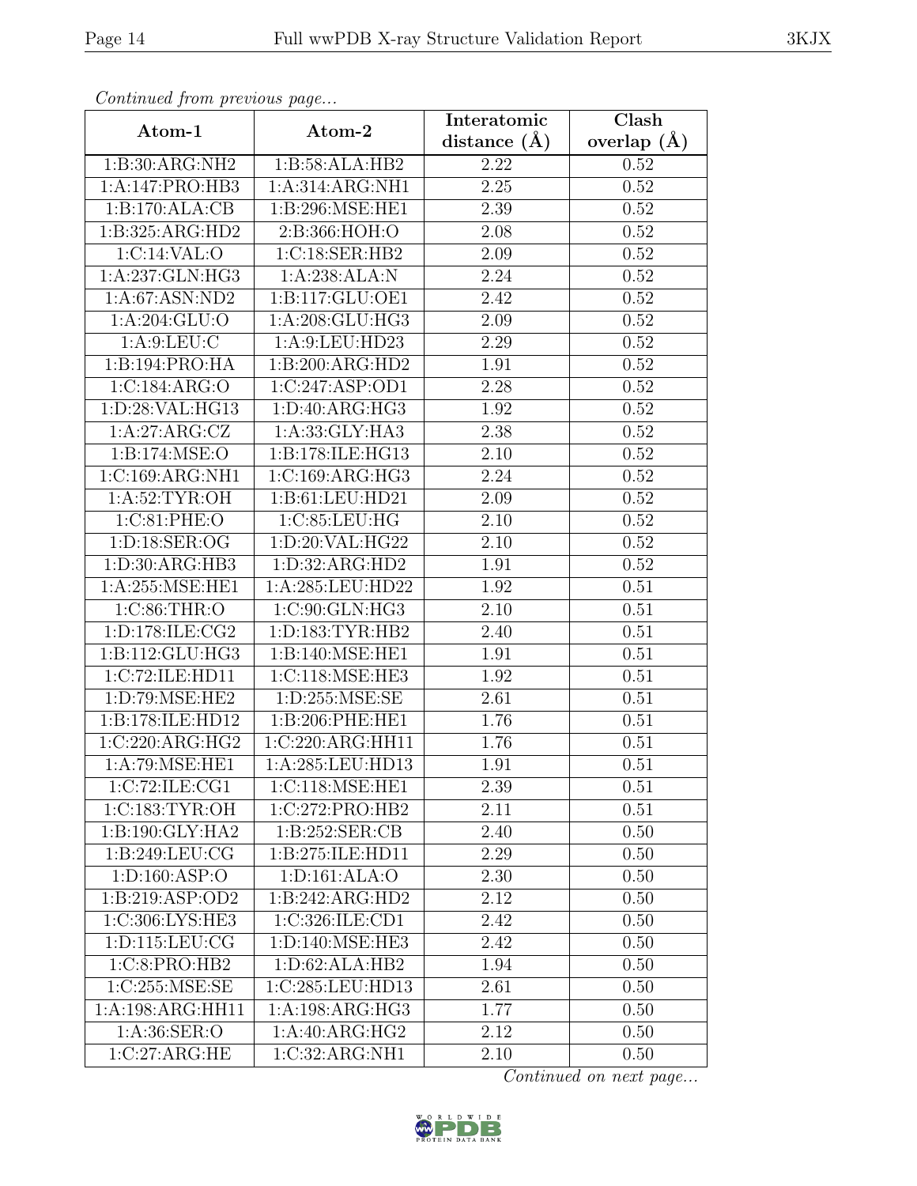*Continued from previous page...*

| Atom-1 | Atom-2 | Interatomic distance (Å) | Clash overlap (Å) |
|---|---|---|---|
| 1:B:30:ARG:NH2 | 1:B:58:ALA:HB2 | 2.22 | 0.52 |
| 1:A:147:PRO:HB3 | 1:A:314:ARG:NH1 | 2.25 | 0.52 |
| 1:B:170:ALA:CB | 1:B:296:MSE:HE1 | 2.39 | 0.52 |
| 1:B:325:ARG:HD2 | 2:B:366:HOH:O | 2.08 | 0.52 |
| 1:C:14:VAL:O | 1:C:18:SER:HB2 | 2.09 | 0.52 |
| 1:A:237:GLN:HG3 | 1:A:238:ALA:N | 2.24 | 0.52 |
| 1:A:67:ASN:ND2 | 1:B:117:GLU:OE1 | 2.42 | 0.52 |
| 1:A:204:GLU:O | 1:A:208:GLU:HG3 | 2.09 | 0.52 |
| 1:A:9:LEU:C | 1:A:9:LEU:HD23 | 2.29 | 0.52 |
| 1:B:194:PRO:HA | 1:B:200:ARG:HD2 | 1.91 | 0.52 |
| 1:C:184:ARG:O | 1:C:247:ASP:OD1 | 2.28 | 0.52 |
| 1:D:28:VAL:HG13 | 1:D:40:ARG:HG3 | 1.92 | 0.52 |
| 1:A:27:ARG:CZ | 1:A:33:GLY:HA3 | 2.38 | 0.52 |
| 1:B:174:MSE:O | 1:B:178:ILE:HG13 | 2.10 | 0.52 |
| 1:C:169:ARG:NH1 | 1:C:169:ARG:HG3 | 2.24 | 0.52 |
| 1:A:52:TYR:OH | 1:B:61:LEU:HD21 | 2.09 | 0.52 |
| 1:C:81:PHE:O | 1:C:85:LEU:HG | 2.10 | 0.52 |
| 1:D:18:SER:OG | 1:D:20:VAL:HG22 | 2.10 | 0.52 |
| 1:D:30:ARG:HB3 | 1:D:32:ARG:HD2 | 1.91 | 0.52 |
| 1:A:255:MSE:HE1 | 1:A:285:LEU:HD22 | 1.92 | 0.51 |
| 1:C:86:THR:O | 1:C:90:GLN:HG3 | 2.10 | 0.51 |
| 1:D:178:ILE:CG2 | 1:D:183:TYR:HB2 | 2.40 | 0.51 |
| 1:B:112:GLU:HG3 | 1:B:140:MSE:HE1 | 1.91 | 0.51 |
| 1:C:72:ILE:HD11 | 1:C:118:MSE:HE3 | 1.92 | 0.51 |
| 1:D:79:MSE:HE2 | 1:D:255:MSE:SE | 2.61 | 0.51 |
| 1:B:178:ILE:HD12 | 1:B:206:PHE:HE1 | 1.76 | 0.51 |
| 1:C:220:ARG:HG2 | 1:C:220:ARG:HH11 | 1.76 | 0.51 |
| 1:A:79:MSE:HE1 | 1:A:285:LEU:HD13 | 1.91 | 0.51 |
| 1:C:72:ILE:CG1 | 1:C:118:MSE:HE1 | 2.39 | 0.51 |
| 1:C:183:TYR:OH | 1:C:272:PRO:HB2 | 2.11 | 0.51 |
| 1:B:190:GLY:HA2 | 1:B:252:SER:CB | 2.40 | 0.50 |
| 1:B:249:LEU:CG | 1:B:275:ILE:HD11 | 2.29 | 0.50 |
| 1:D:160:ASP:O | 1:D:161:ALA:O | 2.30 | 0.50 |
| 1:B:219:ASP:OD2 | 1:B:242:ARG:HD2 | 2.12 | 0.50 |
| 1:C:306:LYS:HE3 | 1:C:326:ILE:CD1 | 2.42 | 0.50 |
| 1:D:115:LEU:CG | 1:D:140:MSE:HE3 | 2.42 | 0.50 |
| 1:C:8:PRO:HB2 | 1:D:62:ALA:HB2 | 1.94 | 0.50 |
| 1:C:255:MSE:SE | 1:C:285:LEU:HD13 | 2.61 | 0.50 |
| 1:A:198:ARG:HH11 | 1:A:198:ARG:HG3 | 1.77 | 0.50 |
| 1:A:36:SER:O | 1:A:40:ARG:HG2 | 2.12 | 0.50 |
| 1:C:27:ARG:HE | 1:C:32:ARG:NH1 | 2.10 | 0.50 |

*Continued on next page...*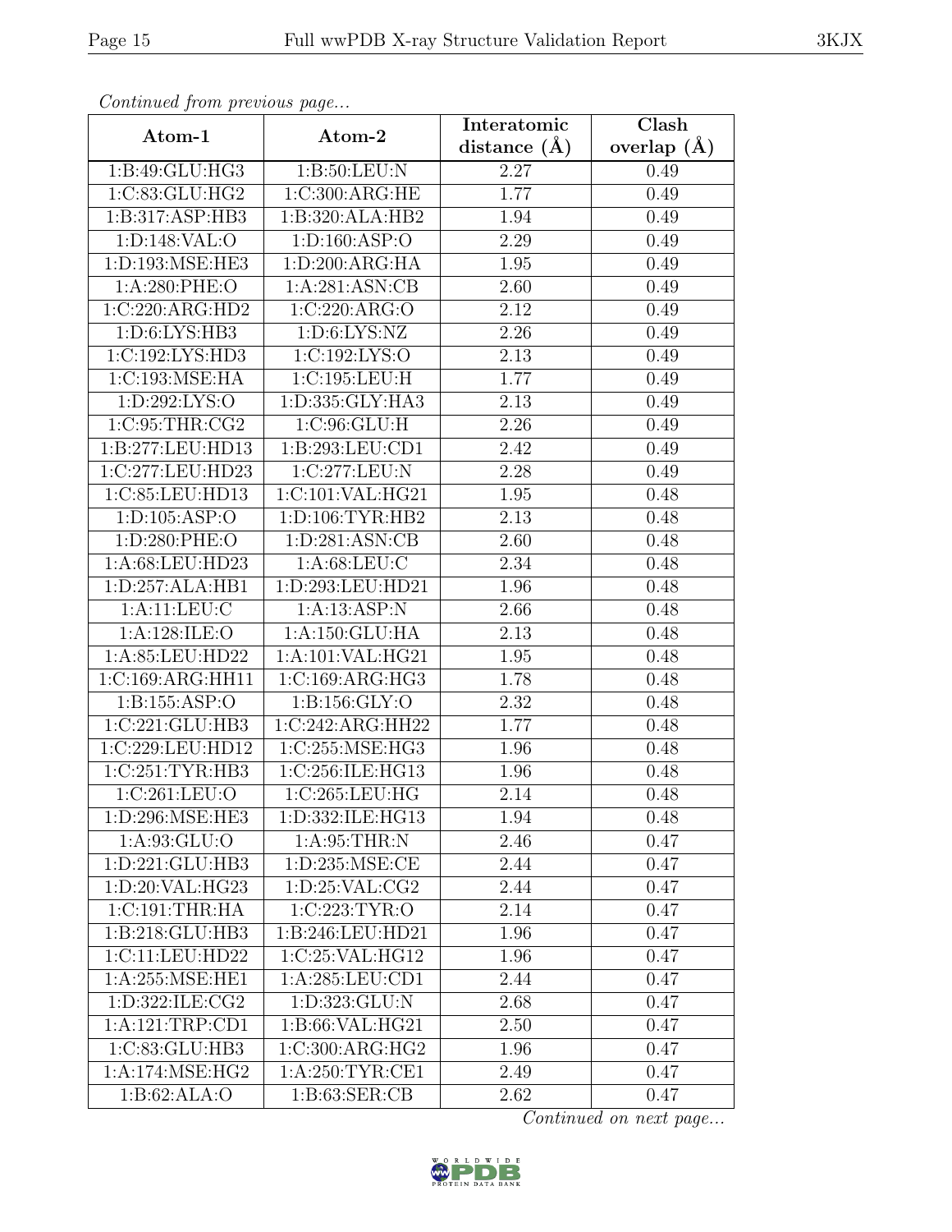*Continued from previous page...*

| Atom-1 | Atom-2 | Interatomic distance (Å) | Clash overlap (Å) |
|---|---|---|---|
| 1:B:49:GLU:HG3 | 1:B:50:LEU:N | 2.27 | 0.49 |
| 1:C:83:GLU:HG2 | 1:C:300:ARG:HE | 1.77 | 0.49 |
| 1:B:317:ASP:HB3 | 1:B:320:ALA:HB2 | 1.94 | 0.49 |
| 1:D:148:VAL:O | 1:D:160:ASP:O | 2.29 | 0.49 |
| 1:D:193:MSE:HE3 | 1:D:200:ARG:HA | 1.95 | 0.49 |
| 1:A:280:PHE:O | 1:A:281:ASN:CB | 2.60 | 0.49 |
| 1:C:220:ARG:HD2 | 1:C:220:ARG:O | 2.12 | 0.49 |
| 1:D:6:LYS:HB3 | 1:D:6:LYS:NZ | 2.26 | 0.49 |
| 1:C:192:LYS:HD3 | 1:C:192:LYS:O | 2.13 | 0.49 |
| 1:C:193:MSE:HA | 1:C:195:LEU:H | 1.77 | 0.49 |
| 1:D:292:LYS:O | 1:D:335:GLY:HA3 | 2.13 | 0.49 |
| 1:C:95:THR:CG2 | 1:C:96:GLU:H | 2.26 | 0.49 |
| 1:B:277:LEU:HD13 | 1:B:293:LEU:CD1 | 2.42 | 0.49 |
| 1:C:277:LEU:HD23 | 1:C:277:LEU:N | 2.28 | 0.49 |
| 1:C:85:LEU:HD13 | 1:C:101:VAL:HG21 | 1.95 | 0.48 |
| 1:D:105:ASP:O | 1:D:106:TYR:HB2 | 2.13 | 0.48 |
| 1:D:280:PHE:O | 1:D:281:ASN:CB | 2.60 | 0.48 |
| 1:A:68:LEU:HD23 | 1:A:68:LEU:C | 2.34 | 0.48 |
| 1:D:257:ALA:HB1 | 1:D:293:LEU:HD21 | 1.96 | 0.48 |
| 1:A:11:LEU:C | 1:A:13:ASP:N | 2.66 | 0.48 |
| 1:A:128:ILE:O | 1:A:150:GLU:HA | 2.13 | 0.48 |
| 1:A:85:LEU:HD22 | 1:A:101:VAL:HG21 | 1.95 | 0.48 |
| 1:C:169:ARG:HH11 | 1:C:169:ARG:HG3 | 1.78 | 0.48 |
| 1:B:155:ASP:O | 1:B:156:GLY:O | 2.32 | 0.48 |
| 1:C:221:GLU:HB3 | 1:C:242:ARG:HH22 | 1.77 | 0.48 |
| 1:C:229:LEU:HD12 | 1:C:255:MSE:HG3 | 1.96 | 0.48 |
| 1:C:251:TYR:HB3 | 1:C:256:ILE:HG13 | 1.96 | 0.48 |
| 1:C:261:LEU:O | 1:C:265:LEU:HG | 2.14 | 0.48 |
| 1:D:296:MSE:HE3 | 1:D:332:ILE:HG13 | 1.94 | 0.48 |
| 1:A:93:GLU:O | 1:A:95:THR:N | 2.46 | 0.47 |
| 1:D:221:GLU:HB3 | 1:D:235:MSE:CE | 2.44 | 0.47 |
| 1:D:20:VAL:HG23 | 1:D:25:VAL:CG2 | 2.44 | 0.47 |
| 1:C:191:THR:HA | 1:C:223:TYR:O | 2.14 | 0.47 |
| 1:B:218:GLU:HB3 | 1:B:246:LEU:HD21 | 1.96 | 0.47 |
| 1:C:11:LEU:HD22 | 1:C:25:VAL:HG12 | 1.96 | 0.47 |
| 1:A:255:MSE:HE1 | 1:A:285:LEU:CD1 | 2.44 | 0.47 |
| 1:D:322:ILE:CG2 | 1:D:323:GLU:N | 2.68 | 0.47 |
| 1:A:121:TRP:CD1 | 1:B:66:VAL:HG21 | 2.50 | 0.47 |
| 1:C:83:GLU:HB3 | 1:C:300:ARG:HG2 | 1.96 | 0.47 |
| 1:A:174:MSE:HG2 | 1:A:250:TYR:CE1 | 2.49 | 0.47 |
| 1:B:62:ALA:O | 1:B:63:SER:CB | 2.62 | 0.47 |

*Continued on next page...*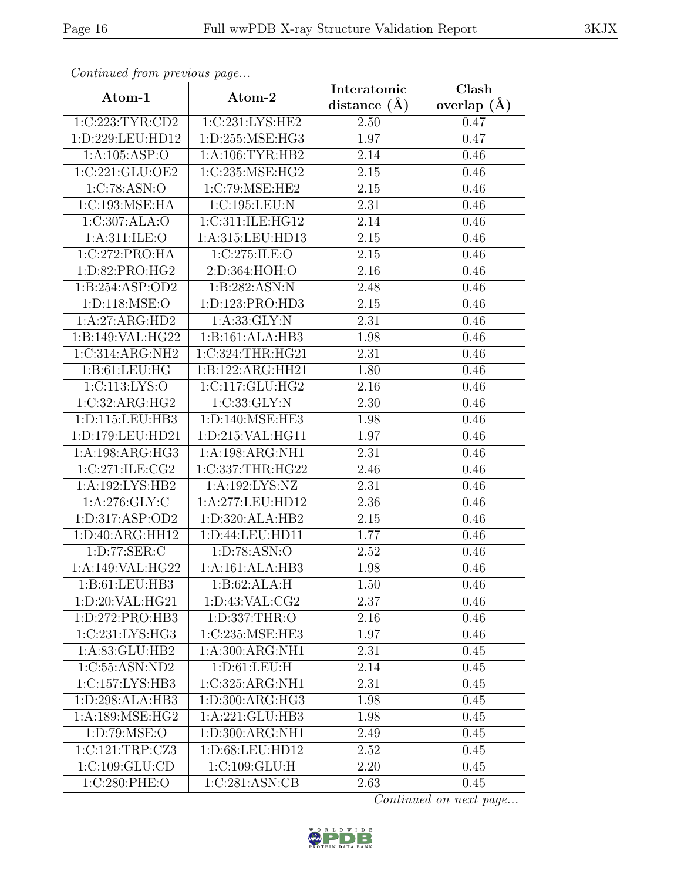*Continued from previous page...*

| Atom-1 | Atom-2 | Interatomic distance (Å) | Clash overlap (Å) |
|---|---|---|---|
| 1:C:223:TYR:CD2 | 1:C:231:LYS:HE2 | 2.50 | 0.47 |
| 1:D:229:LEU:HD12 | 1:D:255:MSE:HG3 | 1.97 | 0.47 |
| 1:A:105:ASP:O | 1:A:106:TYR:HB2 | 2.14 | 0.46 |
| 1:C:221:GLU:OE2 | 1:C:235:MSE:HG2 | 2.15 | 0.46 |
| 1:C:78:ASN:O | 1:C:79:MSE:HE2 | 2.15 | 0.46 |
| 1:C:193:MSE:HA | 1:C:195:LEU:N | 2.31 | 0.46 |
| 1:C:307:ALA:O | 1:C:311:ILE:HG12 | 2.14 | 0.46 |
| 1:A:311:ILE:O | 1:A:315:LEU:HD13 | 2.15 | 0.46 |
| 1:C:272:PRO:HA | 1:C:275:ILE:O | 2.15 | 0.46 |
| 1:D:82:PRO:HG2 | 2:D:364:HOH:O | 2.16 | 0.46 |
| 1:B:254:ASP:OD2 | 1:B:282:ASN:N | 2.48 | 0.46 |
| 1:D:118:MSE:O | 1:D:123:PRO:HD3 | 2.15 | 0.46 |
| 1:A:27:ARG:HD2 | 1:A:33:GLY:N | 2.31 | 0.46 |
| 1:B:149:VAL:HG22 | 1:B:161:ALA:HB3 | 1.98 | 0.46 |
| 1:C:314:ARG:NH2 | 1:C:324:THR:HG21 | 2.31 | 0.46 |
| 1:B:61:LEU:HG | 1:B:122:ARG:HH21 | 1.80 | 0.46 |
| 1:C:113:LYS:O | 1:C:117:GLU:HG2 | 2.16 | 0.46 |
| 1:C:32:ARG:HG2 | 1:C:33:GLY:N | 2.30 | 0.46 |
| 1:D:115:LEU:HB3 | 1:D:140:MSE:HE3 | 1.98 | 0.46 |
| 1:D:179:LEU:HD21 | 1:D:215:VAL:HG11 | 1.97 | 0.46 |
| 1:A:198:ARG:HG3 | 1:A:198:ARG:NH1 | 2.31 | 0.46 |
| 1:C:271:ILE:CG2 | 1:C:337:THR:HG22 | 2.46 | 0.46 |
| 1:A:192:LYS:HB2 | 1:A:192:LYS:NZ | 2.31 | 0.46 |
| 1:A:276:GLY:C | 1:A:277:LEU:HD12 | 2.36 | 0.46 |
| 1:D:317:ASP:OD2 | 1:D:320:ALA:HB2 | 2.15 | 0.46 |
| 1:D:40:ARG:HH12 | 1:D:44:LEU:HD11 | 1.77 | 0.46 |
| 1:D:77:SER:C | 1:D:78:ASN:O | 2.52 | 0.46 |
| 1:A:149:VAL:HG22 | 1:A:161:ALA:HB3 | 1.98 | 0.46 |
| 1:B:61:LEU:HB3 | 1:B:62:ALA:H | 1.50 | 0.46 |
| 1:D:20:VAL:HG21 | 1:D:43:VAL:CG2 | 2.37 | 0.46 |
| 1:D:272:PRO:HB3 | 1:D:337:THR:O | 2.16 | 0.46 |
| 1:C:231:LYS:HG3 | 1:C:235:MSE:HE3 | 1.97 | 0.46 |
| 1:A:83:GLU:HB2 | 1:A:300:ARG:NH1 | 2.31 | 0.45 |
| 1:C:55:ASN:ND2 | 1:D:61:LEU:H | 2.14 | 0.45 |
| 1:C:157:LYS:HB3 | 1:C:325:ARG:NH1 | 2.31 | 0.45 |
| 1:D:298:ALA:HB3 | 1:D:300:ARG:HG3 | 1.98 | 0.45 |
| 1:A:189:MSE:HG2 | 1:A:221:GLU:HB3 | 1.98 | 0.45 |
| 1:D:79:MSE:O | 1:D:300:ARG:NH1 | 2.49 | 0.45 |
| 1:C:121:TRP:CZ3 | 1:D:68:LEU:HD12 | 2.52 | 0.45 |
| 1:C:109:GLU:CD | 1:C:109:GLU:H | 2.20 | 0.45 |
| 1:C:280:PHE:O | 1:C:281:ASN:CB | 2.63 | 0.45 |

*Continued on next page...*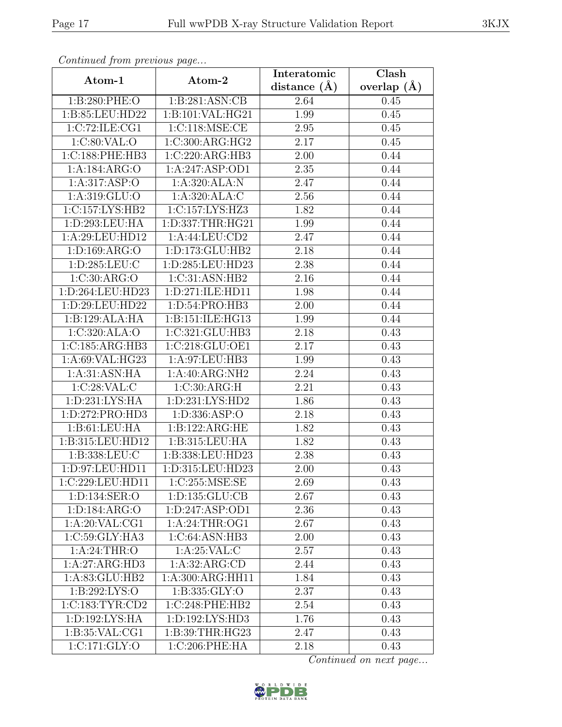*Continued from previous page...*

| Atom-1 | Atom-2 | Interatomic distance (Å) | Clash overlap (Å) |
|---|---|---|---|
| 1:B:280:PHE:O | 1:B:281:ASN:CB | 2.64 | 0.45 |
| 1:B:85:LEU:HD22 | 1:B:101:VAL:HG21 | 1.99 | 0.45 |
| 1:C:72:ILE:CG1 | 1:C:118:MSE:CE | 2.95 | 0.45 |
| 1:C:80:VAL:O | 1:C:300:ARG:HG2 | 2.17 | 0.45 |
| 1:C:188:PHE:HB3 | 1:C:220:ARG:HB3 | 2.00 | 0.44 |
| 1:A:184:ARG:O | 1:A:247:ASP:OD1 | 2.35 | 0.44 |
| 1:A:317:ASP:O | 1:A:320:ALA:N | 2.47 | 0.44 |
| 1:A:319:GLU:O | 1:A:320:ALA:C | 2.56 | 0.44 |
| 1:C:157:LYS:HB2 | 1:C:157:LYS:HZ3 | 1.82 | 0.44 |
| 1:D:293:LEU:HA | 1:D:337:THR:HG21 | 1.99 | 0.44 |
| 1:A:29:LEU:HD12 | 1:A:44:LEU:CD2 | 2.47 | 0.44 |
| 1:D:169:ARG:O | 1:D:173:GLU:HB2 | 2.18 | 0.44 |
| 1:D:285:LEU:C | 1:D:285:LEU:HD23 | 2.38 | 0.44 |
| 1:C:30:ARG:O | 1:C:31:ASN:HB2 | 2.16 | 0.44 |
| 1:D:264:LEU:HD23 | 1:D:271:ILE:HD11 | 1.98 | 0.44 |
| 1:D:29:LEU:HD22 | 1:D:54:PRO:HB3 | 2.00 | 0.44 |
| 1:B:129:ALA:HA | 1:B:151:ILE:HG13 | 1.99 | 0.44 |
| 1:C:320:ALA:O | 1:C:321:GLU:HB3 | 2.18 | 0.43 |
| 1:C:185:ARG:HB3 | 1:C:218:GLU:OE1 | 2.17 | 0.43 |
| 1:A:69:VAL:HG23 | 1:A:97:LEU:HB3 | 1.99 | 0.43 |
| 1:A:31:ASN:HA | 1:A:40:ARG:NH2 | 2.24 | 0.43 |
| 1:C:28:VAL:C | 1:C:30:ARG:H | 2.21 | 0.43 |
| 1:D:231:LYS:HA | 1:D:231:LYS:HD2 | 1.86 | 0.43 |
| 1:D:272:PRO:HD3 | 1:D:336:ASP:O | 2.18 | 0.43 |
| 1:B:61:LEU:HA | 1:B:122:ARG:HE | 1.82 | 0.43 |
| 1:B:315:LEU:HD12 | 1:B:315:LEU:HA | 1.82 | 0.43 |
| 1:B:338:LEU:C | 1:B:338:LEU:HD23 | 2.38 | 0.43 |
| 1:D:97:LEU:HD11 | 1:D:315:LEU:HD23 | 2.00 | 0.43 |
| 1:C:229:LEU:HD11 | 1:C:255:MSE:SE | 2.69 | 0.43 |
| 1:D:134:SER:O | 1:D:135:GLU:CB | 2.67 | 0.43 |
| 1:D:184:ARG:O | 1:D:247:ASP:OD1 | 2.36 | 0.43 |
| 1:A:20:VAL:CG1 | 1:A:24:THR:OG1 | 2.67 | 0.43 |
| 1:C:59:GLY:HA3 | 1:C:64:ASN:HB3 | 2.00 | 0.43 |
| 1:A:24:THR:O | 1:A:25:VAL:C | 2.57 | 0.43 |
| 1:A:27:ARG:HD3 | 1:A:32:ARG:CD | 2.44 | 0.43 |
| 1:A:83:GLU:HB2 | 1:A:300:ARG:HH11 | 1.84 | 0.43 |
| 1:B:292:LYS:O | 1:B:335:GLY:O | 2.37 | 0.43 |
| 1:C:183:TYR:CD2 | 1:C:248:PHE:HB2 | 2.54 | 0.43 |
| 1:D:192:LYS:HA | 1:D:192:LYS:HD3 | 1.76 | 0.43 |
| 1:B:35:VAL:CG1 | 1:B:39:THR:HG23 | 2.47 | 0.43 |
| 1:C:171:GLY:O | 1:C:206:PHE:HA | 2.18 | 0.43 |

*Continued on next page...*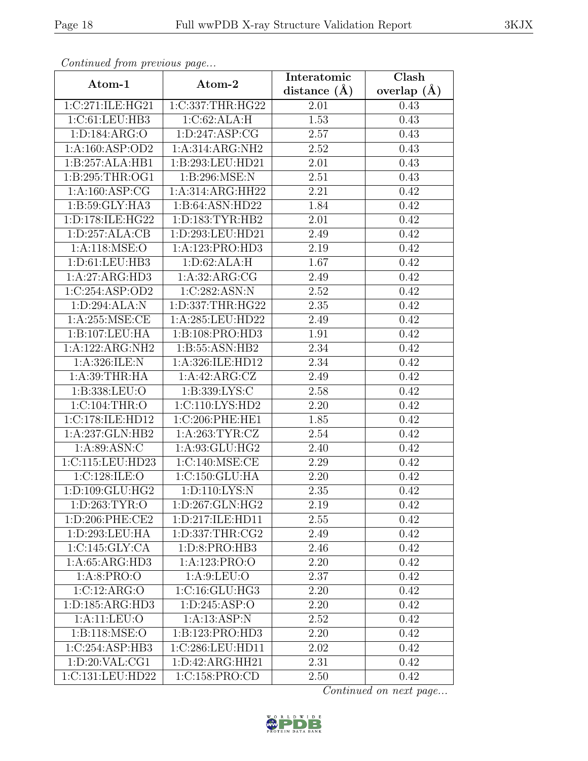*Continued from previous page...*

| Atom-1 | Atom-2 | Interatomic distance (Å) | Clash overlap (Å) |
|---|---|---|---|
| 1:C:271:ILE:HG21 | 1:C:337:THR:HG22 | 2.01 | 0.43 |
| 1:C:61:LEU:HB3 | 1:C:62:ALA:H | 1.53 | 0.43 |
| 1:D:184:ARG:O | 1:D:247:ASP:CG | 2.57 | 0.43 |
| 1:A:160:ASP:OD2 | 1:A:314:ARG:NH2 | 2.52 | 0.43 |
| 1:B:257:ALA:HB1 | 1:B:293:LEU:HD21 | 2.01 | 0.43 |
| 1:B:295:THR:OG1 | 1:B:296:MSE:N | 2.51 | 0.43 |
| 1:A:160:ASP:CG | 1:A:314:ARG:HH22 | 2.21 | 0.42 |
| 1:B:59:GLY:HA3 | 1:B:64:ASN:HD22 | 1.84 | 0.42 |
| 1:D:178:ILE:HG22 | 1:D:183:TYR:HB2 | 2.01 | 0.42 |
| 1:D:257:ALA:CB | 1:D:293:LEU:HD21 | 2.49 | 0.42 |
| 1:A:118:MSE:O | 1:A:123:PRO:HD3 | 2.19 | 0.42 |
| 1:D:61:LEU:HB3 | 1:D:62:ALA:H | 1.67 | 0.42 |
| 1:A:27:ARG:HD3 | 1:A:32:ARG:CG | 2.49 | 0.42 |
| 1:C:254:ASP:OD2 | 1:C:282:ASN:N | 2.52 | 0.42 |
| 1:D:294:ALA:N | 1:D:337:THR:HG22 | 2.35 | 0.42 |
| 1:A:255:MSE:CE | 1:A:285:LEU:HD22 | 2.49 | 0.42 |
| 1:B:107:LEU:HA | 1:B:108:PRO:HD3 | 1.91 | 0.42 |
| 1:A:122:ARG:NH2 | 1:B:55:ASN:HB2 | 2.34 | 0.42 |
| 1:A:326:ILE:N | 1:A:326:ILE:HD12 | 2.34 | 0.42 |
| 1:A:39:THR:HA | 1:A:42:ARG:CZ | 2.49 | 0.42 |
| 1:B:338:LEU:O | 1:B:339:LYS:C | 2.58 | 0.42 |
| 1:C:104:THR:O | 1:C:110:LYS:HD2 | 2.20 | 0.42 |
| 1:C:178:ILE:HD12 | 1:C:206:PHE:HE1 | 1.85 | 0.42 |
| 1:A:237:GLN:HB2 | 1:A:263:TYR:CZ | 2.54 | 0.42 |
| 1:A:89:ASN:C | 1:A:93:GLU:HG2 | 2.40 | 0.42 |
| 1:C:115:LEU:HD23 | 1:C:140:MSE:CE | 2.29 | 0.42 |
| 1:C:128:ILE:O | 1:C:150:GLU:HA | 2.20 | 0.42 |
| 1:D:109:GLU:HG2 | 1:D:110:LYS:N | 2.35 | 0.42 |
| 1:D:263:TYR:O | 1:D:267:GLN:HG2 | 2.19 | 0.42 |
| 1:D:206:PHE:CE2 | 1:D:217:ILE:HD11 | 2.55 | 0.42 |
| 1:D:293:LEU:HA | 1:D:337:THR:CG2 | 2.49 | 0.42 |
| 1:C:145:GLY:CA | 1:D:8:PRO:HB3 | 2.46 | 0.42 |
| 1:A:65:ARG:HD3 | 1:A:123:PRO:O | 2.20 | 0.42 |
| 1:A:8:PRO:O | 1:A:9:LEU:O | 2.37 | 0.42 |
| 1:C:12:ARG:O | 1:C:16:GLU:HG3 | 2.20 | 0.42 |
| 1:D:185:ARG:HD3 | 1:D:245:ASP:O | 2.20 | 0.42 |
| 1:A:11:LEU:O | 1:A:13:ASP:N | 2.52 | 0.42 |
| 1:B:118:MSE:O | 1:B:123:PRO:HD3 | 2.20 | 0.42 |
| 1:C:254:ASP:HB3 | 1:C:286:LEU:HD11 | 2.02 | 0.42 |
| 1:D:20:VAL:CG1 | 1:D:42:ARG:HH21 | 2.31 | 0.42 |
| 1:C:131:LEU:HD22 | 1:C:158:PRO:CD | 2.50 | 0.42 |

*Continued on next page...*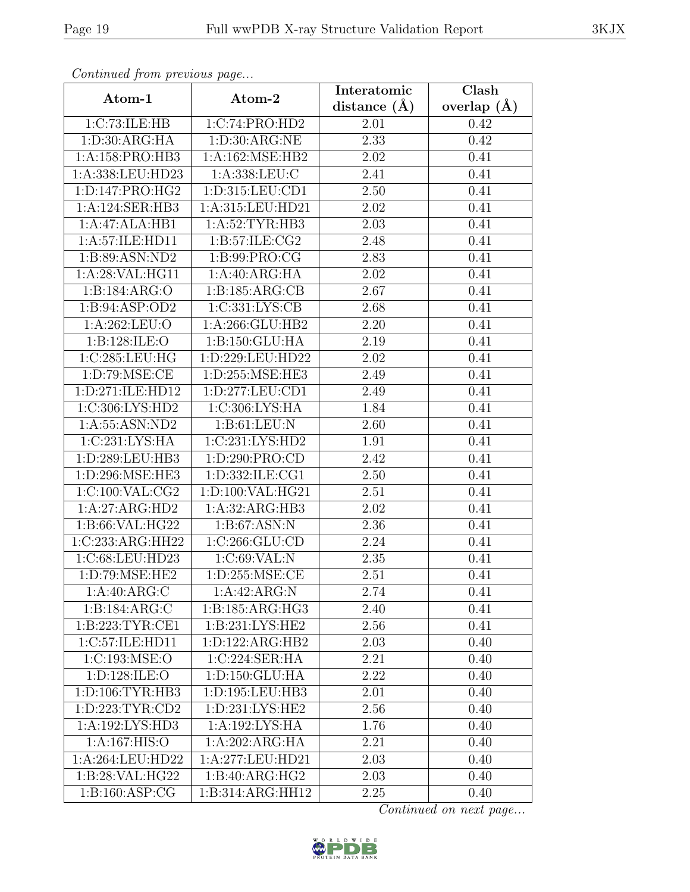*Continued from previous page...*

| Atom-1 | Atom-2 | Interatomic distance (Å) | Clash overlap (Å) |
|---|---|---|---|
| 1:C:73:ILE:HB | 1:C:74:PRO:HD2 | 2.01 | 0.42 |
| 1:D:30:ARG:HA | 1:D:30:ARG:NE | 2.33 | 0.42 |
| 1:A:158:PRO:HB3 | 1:A:162:MSE:HB2 | 2.02 | 0.41 |
| 1:A:338:LEU:HD23 | 1:A:338:LEU:C | 2.41 | 0.41 |
| 1:D:147:PRO:HG2 | 1:D:315:LEU:CD1 | 2.50 | 0.41 |
| 1:A:124:SER:HB3 | 1:A:315:LEU:HD21 | 2.02 | 0.41 |
| 1:A:47:ALA:HB1 | 1:A:52:TYR:HB3 | 2.03 | 0.41 |
| 1:A:57:ILE:HD11 | 1:B:57:ILE:CG2 | 2.48 | 0.41 |
| 1:B:89:ASN:ND2 | 1:B:99:PRO:CG | 2.83 | 0.41 |
| 1:A:28:VAL:HG11 | 1:A:40:ARG:HA | 2.02 | 0.41 |
| 1:B:184:ARG:O | 1:B:185:ARG:CB | 2.67 | 0.41 |
| 1:B:94:ASP:OD2 | 1:C:331:LYS:CB | 2.68 | 0.41 |
| 1:A:262:LEU:O | 1:A:266:GLU:HB2 | 2.20 | 0.41 |
| 1:B:128:ILE:O | 1:B:150:GLU:HA | 2.19 | 0.41 |
| 1:C:285:LEU:HG | 1:D:229:LEU:HD22 | 2.02 | 0.41 |
| 1:D:79:MSE:CE | 1:D:255:MSE:HE3 | 2.49 | 0.41 |
| 1:D:271:ILE:HD12 | 1:D:277:LEU:CD1 | 2.49 | 0.41 |
| 1:C:306:LYS:HD2 | 1:C:306:LYS:HA | 1.84 | 0.41 |
| 1:A:55:ASN:ND2 | 1:B:61:LEU:N | 2.60 | 0.41 |
| 1:C:231:LYS:HA | 1:C:231:LYS:HD2 | 1.91 | 0.41 |
| 1:D:289:LEU:HB3 | 1:D:290:PRO:CD | 2.42 | 0.41 |
| 1:D:296:MSE:HE3 | 1:D:332:ILE:CG1 | 2.50 | 0.41 |
| 1:C:100:VAL:CG2 | 1:D:100:VAL:HG21 | 2.51 | 0.41 |
| 1:A:27:ARG:HD2 | 1:A:32:ARG:HB3 | 2.02 | 0.41 |
| 1:B:66:VAL:HG22 | 1:B:67:ASN:N | 2.36 | 0.41 |
| 1:C:233:ARG:HH22 | 1:C:266:GLU:CD | 2.24 | 0.41 |
| 1:C:68:LEU:HD23 | 1:C:69:VAL:N | 2.35 | 0.41 |
| 1:D:79:MSE:HE2 | 1:D:255:MSE:CE | 2.51 | 0.41 |
| 1:A:40:ARG:C | 1:A:42:ARG:N | 2.74 | 0.41 |
| 1:B:184:ARG:C | 1:B:185:ARG:HG3 | 2.40 | 0.41 |
| 1:B:223:TYR:CE1 | 1:B:231:LYS:HE2 | 2.56 | 0.41 |
| 1:C:57:ILE:HD11 | 1:D:122:ARG:HB2 | 2.03 | 0.40 |
| 1:C:193:MSE:O | 1:C:224:SER:HA | 2.21 | 0.40 |
| 1:D:128:ILE:O | 1:D:150:GLU:HA | 2.22 | 0.40 |
| 1:D:106:TYR:HB3 | 1:D:195:LEU:HB3 | 2.01 | 0.40 |
| 1:D:223:TYR:CD2 | 1:D:231:LYS:HE2 | 2.56 | 0.40 |
| 1:A:192:LYS:HD3 | 1:A:192:LYS:HA | 1.76 | 0.40 |
| 1:A:167:HIS:O | 1:A:202:ARG:HA | 2.21 | 0.40 |
| 1:A:264:LEU:HD22 | 1:A:277:LEU:HD21 | 2.03 | 0.40 |
| 1:B:28:VAL:HG22 | 1:B:40:ARG:HG2 | 2.03 | 0.40 |
| 1:B:160:ASP:CG | 1:B:314:ARG:HH12 | 2.25 | 0.40 |

*Continued on next page...*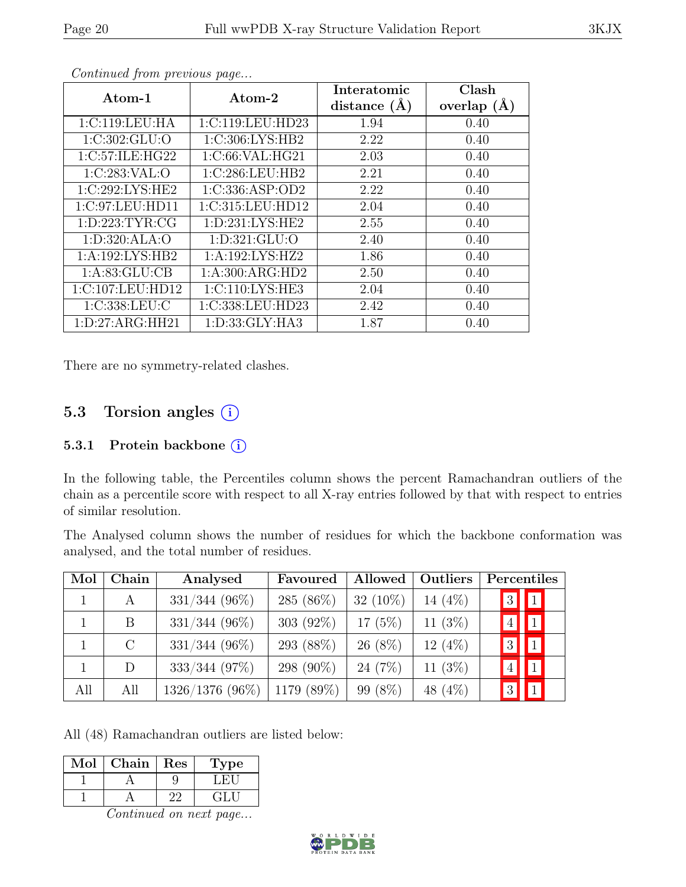*Continued from previous page...*

| Atom-1 | Atom-2 | Interatomic distance (Å) | Clash overlap (Å) |
|---|---|---|---|
| 1:C:119:LEU:HA | 1:C:119:LEU:HD23 | 1.94 | 0.40 |
| 1:C:302:GLU:O | 1:C:306:LYS:HB2 | 2.22 | 0.40 |
| 1:C:57:ILE:HG22 | 1:C:66:VAL:HG21 | 2.03 | 0.40 |
| 1:C:283:VAL:O | 1:C:286:LEU:HB2 | 2.21 | 0.40 |
| 1:C:292:LYS:HE2 | 1:C:336:ASP:OD2 | 2.22 | 0.40 |
| 1:C:97:LEU:HD11 | 1:C:315:LEU:HD12 | 2.04 | 0.40 |
| 1:D:223:TYR:CG | 1:D:231:LYS:HE2 | 2.55 | 0.40 |
| 1:D:320:ALA:O | 1:D:321:GLU:O | 2.40 | 0.40 |
| 1:A:192:LYS:HB2 | 1:A:192:LYS:HZ2 | 1.86 | 0.40 |
| 1:A:83:GLU:CB | 1:A:300:ARG:HD2 | 2.50 | 0.40 |
| 1:C:107:LEU:HD12 | 1:C:110:LYS:HE3 | 2.04 | 0.40 |
| 1:C:338:LEU:C | 1:C:338:LEU:HD23 | 2.42 | 0.40 |
| 1:D:27:ARG:HH21 | 1:D:33:GLY:HA3 | 1.87 | 0.40 |

There are no symmetry-related clashes.

## 5.3 Torsion angles (i)

### 5.3.1 Protein backbone (i)

In the following table, the Percentiles column shows the percent Ramachandran outliers of the chain as a percentile score with respect to all X-ray entries followed by that with respect to entries of similar resolution.

The Analysed column shows the number of residues for which the backbone conformation was analysed, and the total number of residues.

| Mol | Chain | Analysed | Favoured | Allowed | Outliers | Percentiles | |
|---|---|---|---|---|---|---|---|
| 1 | A | 331/344 (96%) | 285 (86%) | 32 (10%) | 14 (4%) | 3 | 1 |
| 1 | B | 331/344 (96%) | 303 (92%) | 17 (5%) | 11 (3%) | 4 | 1 |
| 1 | C | 331/344 (96%) | 293 (88%) | 26 (8%) | 12 (4%) | 3 | 1 |
| 1 | D | 333/344 (97%) | 298 (90%) | 24 (7%) | 11 (3%) | 4 | 1 |
| All | All | 1326/1376 (96%) | 1179 (89%) | 99 (8%) | 48 (4%) | 3 | 1 |

All (48) Ramachandran outliers are listed below:

| Mol | Chain | Res | Type |
|---|---|---|---|
| 1 | A | 9 | LEU |
| 1 | A | 22 | GLU |

*Continued on next page...*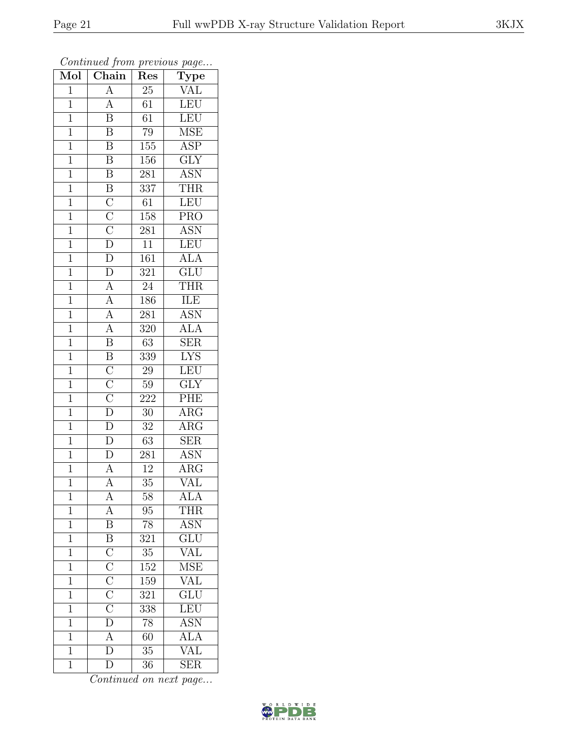*Continued from previous page...*

| Mol | Chain | Res | Type |
|---|---|---|---|
| 1 | A | 25 | VAL |
| 1 | A | 61 | LEU |
| 1 | B | 61 | LEU |
| 1 | B | 79 | MSE |
| 1 | B | 155 | ASP |
| 1 | B | 156 | GLY |
| 1 | B | 281 | ASN |
| 1 | B | 337 | THR |
| 1 | C | 61 | LEU |
| 1 | C | 158 | PRO |
| 1 | C | 281 | ASN |
| 1 | D | 11 | LEU |
| 1 | D | 161 | ALA |
| 1 | D | 321 | GLU |
| 1 | A | 24 | THR |
| 1 | A | 186 | ILE |
| 1 | A | 281 | ASN |
| 1 | A | 320 | ALA |
| 1 | B | 63 | SER |
| 1 | B | 339 | LYS |
| 1 | C | 29 | LEU |
| 1 | C | 59 | GLY |
| 1 | C | 222 | PHE |
| 1 | D | 30 | ARG |
| 1 | D | 32 | ARG |
| 1 | D | 63 | SER |
| 1 | D | 281 | ASN |
| 1 | A | 12 | ARG |
| 1 | A | 35 | VAL |
| 1 | A | 58 | ALA |
| 1 | A | 95 | THR |
| 1 | B | 78 | ASN |
| 1 | B | 321 | GLU |
| 1 | C | 35 | VAL |
| 1 | C | 152 | MSE |
| 1 | C | 159 | VAL |
| 1 | C | 321 | GLU |
| 1 | C | 338 | LEU |
| 1 | D | 78 | ASN |
| 1 | A | 60 | ALA |
| 1 | D | 35 | VAL |
| 1 | D | 36 | SER |

*Continued on next page...*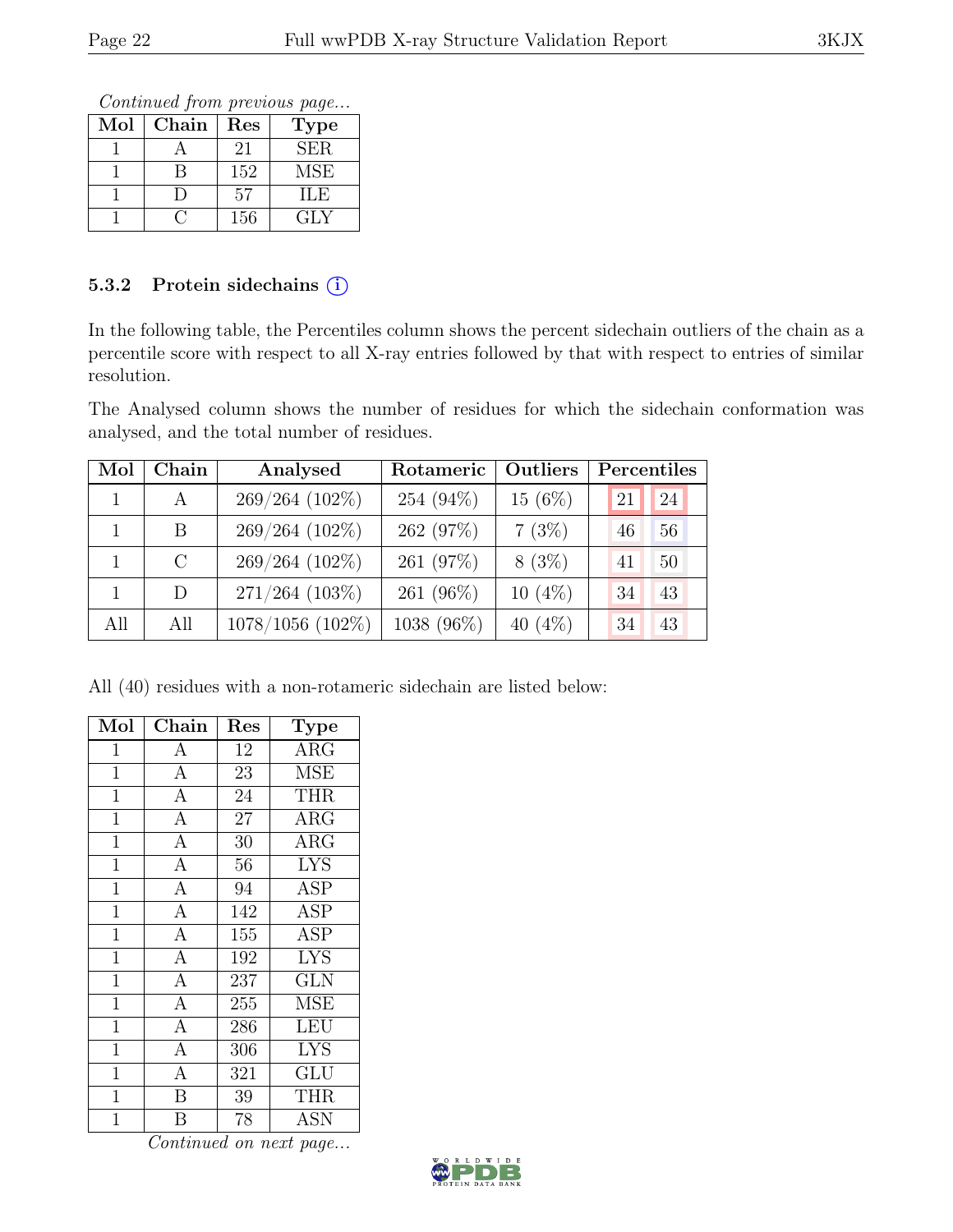*Continued from previous page...*

| Mol | Chain | Res | Type |
|---|---|---|---|
| 1 | A | 21 | SER |
| 1 | B | 152 | MSE |
| 1 | D | 57 | ILE |
| 1 | C | 156 | GLY |

### 5.3.2 Protein sidechains (i)

In the following table, the Percentiles column shows the percent sidechain outliers of the chain as a percentile score with respect to all X-ray entries followed by that with respect to entries of similar resolution.

The Analysed column shows the number of residues for which the sidechain conformation was analysed, and the total number of residues.

| Mol | Chain | Analysed | Rotameric | Outliers | Percentiles | |
|---|---|---|---|---|---|---|
| 1 | A | 269/264 (102%) | 254 (94%) | 15 (6%) | 21 | 24 |
| 1 | B | 269/264 (102%) | 262 (97%) | 7 (3%) | 46 | 56 |
| 1 | C | 269/264 (102%) | 261 (97%) | 8 (3%) | 41 | 50 |
| 1 | D | 271/264 (103%) | 261 (96%) | 10 (4%) | 34 | 43 |
| All | All | 1078/1056 (102%) | 1038 (96%) | 40 (4%) | 34 | 43 |

All (40) residues with a non-rotameric sidechain are listed below:

| Mol | Chain | Res | Type |
|---|---|---|---|
| 1 | A | 12 | ARG |
| 1 | A | 23 | MSE |
| 1 | A | 24 | THR |
| 1 | A | 27 | ARG |
| 1 | A | 30 | ARG |
| 1 | A | 56 | LYS |
| 1 | A | 94 | ASP |
| 1 | A | 142 | ASP |
| 1 | A | 155 | ASP |
| 1 | A | 192 | LYS |
| 1 | A | 237 | GLN |
| 1 | A | 255 | MSE |
| 1 | A | 286 | LEU |
| 1 | A | 306 | LYS |
| 1 | A | 321 | GLU |
| 1 | B | 39 | THR |
| 1 | B | 78 | ASN |

*Continued on next page...*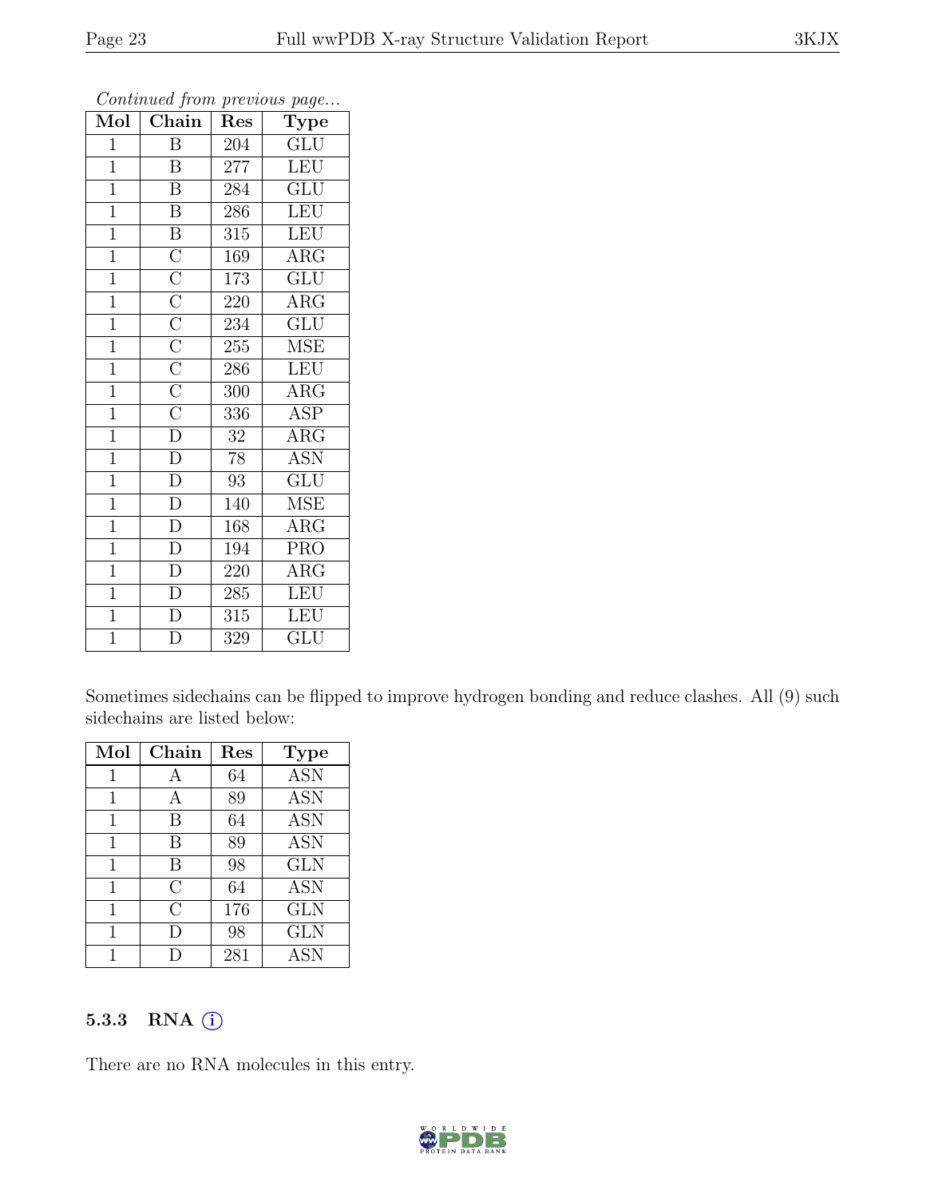*Continued from previous page...*

| Mol | Chain | Res | Type |
|---|---|---|---|
| 1 | B | 204 | GLU |
| 1 | B | 277 | LEU |
| 1 | B | 284 | GLU |
| 1 | B | 286 | LEU |
| 1 | B | 315 | LEU |
| 1 | C | 169 | ARG |
| 1 | C | 173 | GLU |
| 1 | C | 220 | ARG |
| 1 | C | 234 | GLU |
| 1 | C | 255 | MSE |
| 1 | C | 286 | LEU |
| 1 | C | 300 | ARG |
| 1 | C | 336 | ASP |
| 1 | D | 32 | ARG |
| 1 | D | 78 | ASN |
| 1 | D | 93 | GLU |
| 1 | D | 140 | MSE |
| 1 | D | 168 | ARG |
| 1 | D | 194 | PRO |
| 1 | D | 220 | ARG |
| 1 | D | 285 | LEU |
| 1 | D | 315 | LEU |
| 1 | D | 329 | GLU |

Sometimes sidechains can be flipped to improve hydrogen bonding and reduce clashes. All (9) such sidechains are listed below:

| Mol | Chain | Res | Type |
|---|---|---|---|
| 1 | A | 64 | ASN |
| 1 | A | 89 | ASN |
| 1 | B | 64 | ASN |
| 1 | B | 89 | ASN |
| 1 | B | 98 | GLN |
| 1 | C | 64 | ASN |
| 1 | C | 176 | GLN |
| 1 | D | 98 | GLN |
| 1 | D | 281 | ASN |

### 5.3.3 RNA

There are no RNA molecules in this entry.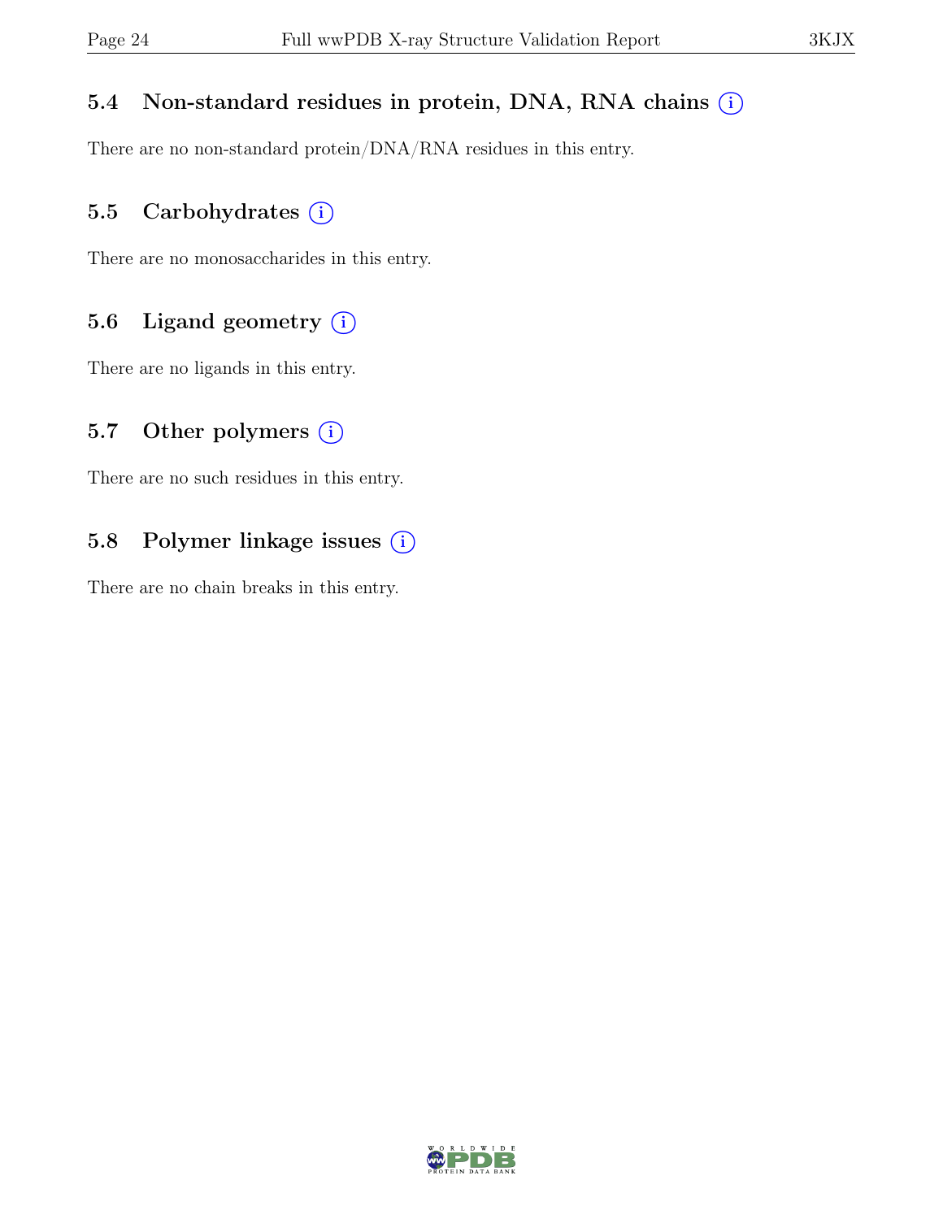## 5.4 Non-standard residues in protein, DNA, RNA chains (i)

There are no non-standard protein/DNA/RNA residues in this entry.

## 5.5 Carbohydrates (i)

There are no monosaccharides in this entry.

## 5.6 Ligand geometry (i)

There are no ligands in this entry.

## 5.7 Other polymers (i)

There are no such residues in this entry.

## 5.8 Polymer linkage issues (i)

There are no chain breaks in this entry.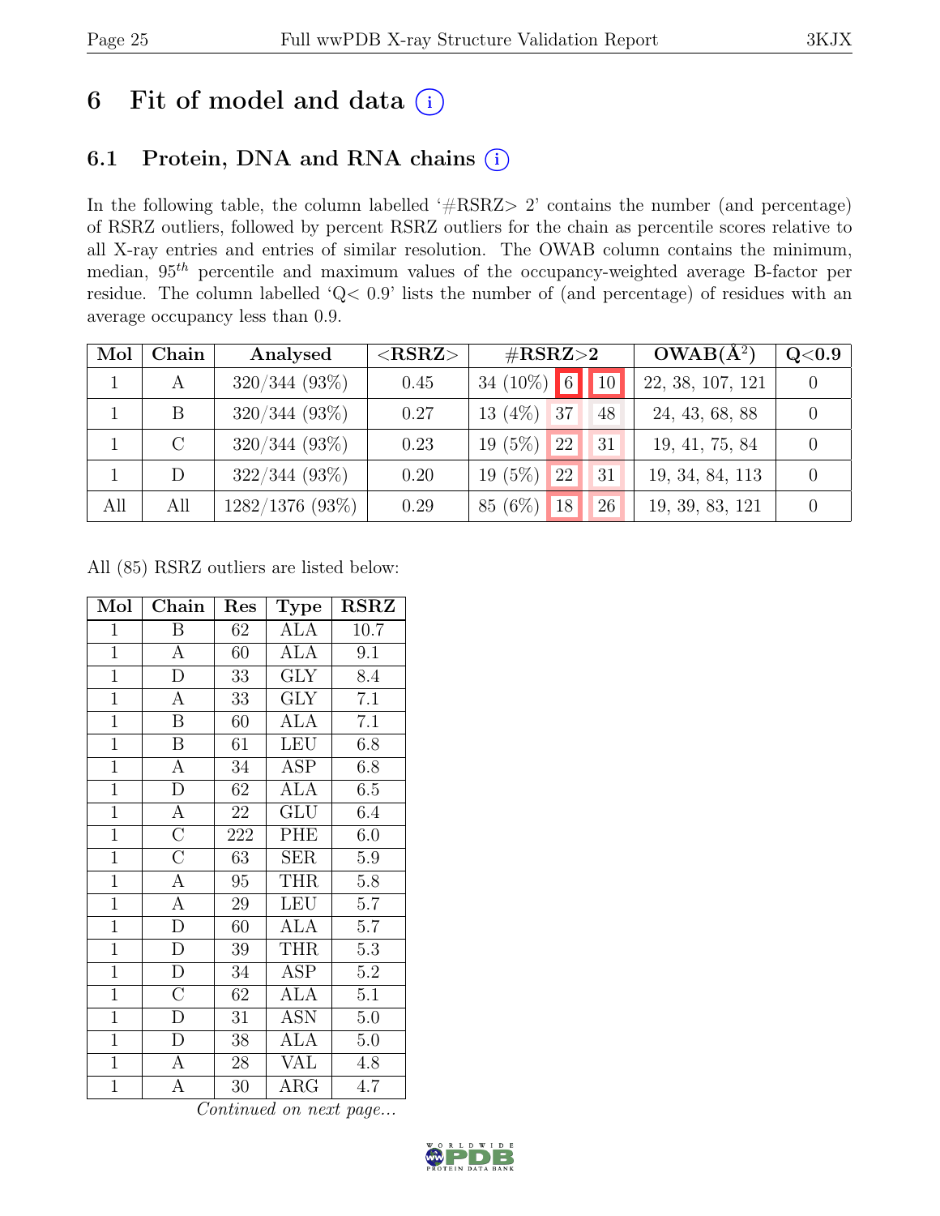# 6 Fit of model and data (i)

## 6.1 Protein, DNA and RNA chains (i)

In the following table, the column labelled '#RSRZ> 2' contains the number (and percentage) of RSRZ outliers, followed by percent RSRZ outliers for the chain as percentile scores relative to all X-ray entries and entries of similar resolution. The OWAB column contains the minimum, median, $95^{th}$ percentile and maximum values of the occupancy-weighted average B-factor per residue. The column labelled 'Q< 0.9' lists the number of (and percentage) of residues with an average occupancy less than 0.9.

| Mol | Chain | Analysed | <RSRZ> | #RSRZ>2 | | | OWAB(Å$^2$) | Q<0.9 |
|---|---|---|---|---|---|---|---|---|
| 1 | A | 320/344 (93%) | 0.45 | 34 (10%) | 6 | 10 | 22, 38, 107, 121 | 0 |
| 1 | B | 320/344 (93%) | 0.27 | 13 (4%) | 37 | 48 | 24, 43, 68, 88 | 0 |
| 1 | C | 320/344 (93%) | 0.23 | 19 (5%) | 22 | 31 | 19, 41, 75, 84 | 0 |
| 1 | D | 322/344 (93%) | 0.20 | 19 (5%) | 22 | 31 | 19, 34, 84, 113 | 0 |
| All | All | 1282/1376 (93%) | 0.29 | 85 (6%) | 18 | 26 | 19, 39, 83, 121 | 0 |

All (85) RSRZ outliers are listed below:

| Mol | Chain | Res | Type | RSRZ |
|---|---|---|---|---|
| 1 | B | 62 | ALA | 10.7 |
| 1 | A | 60 | ALA | 9.1 |
| 1 | D | 33 | GLY | 8.4 |
| 1 | A | 33 | GLY | 7.1 |
| 1 | B | 60 | ALA | 7.1 |
| 1 | B | 61 | LEU | 6.8 |
| 1 | A | 34 | ASP | 6.8 |
| 1 | D | 62 | ALA | 6.5 |
| 1 | A | 22 | GLU | 6.4 |
| 1 | C | 222 | PHE | 6.0 |
| 1 | C | 63 | SER | 5.9 |
| 1 | A | 95 | THR | 5.8 |
| 1 | A | 29 | LEU | 5.7 |
| 1 | D | 60 | ALA | 5.7 |
| 1 | D | 39 | THR | 5.3 |
| 1 | D | 34 | ASP | 5.2 |
| 1 | C | 62 | ALA | 5.1 |
| 1 | D | 31 | ASN | 5.0 |
| 1 | D | 38 | ALA | 5.0 |
| 1 | A | 28 | VAL | 4.8 |
| 1 | A | 30 | ARG | 4.7 |

*Continued on next page...*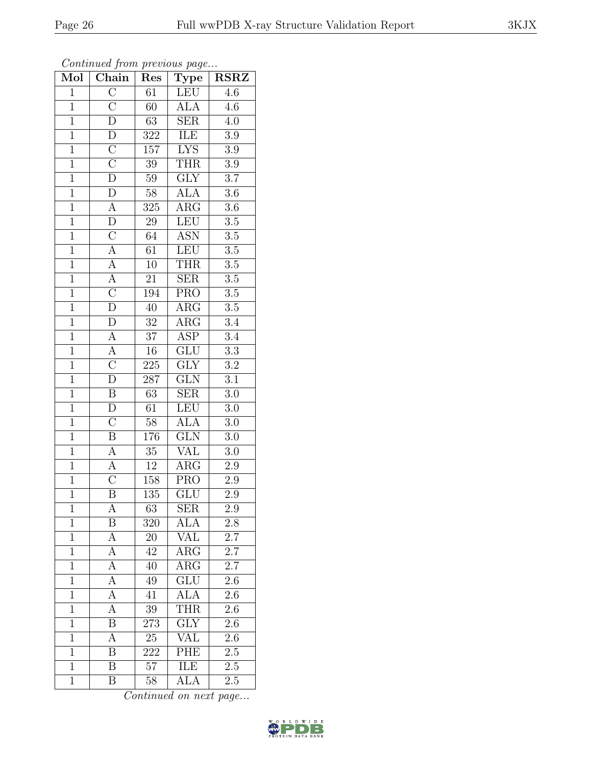*Continued from previous page...*

| Mol | Chain | Res | Type | RSRZ |
|---|---|---|---|---|
| 1 | C | 61 | LEU | 4.6 |
| 1 | C | 60 | ALA | 4.6 |
| 1 | D | 63 | SER | 4.0 |
| 1 | D | 322 | ILE | 3.9 |
| 1 | C | 157 | LYS | 3.9 |
| 1 | C | 39 | THR | 3.9 |
| 1 | D | 59 | GLY | 3.7 |
| 1 | D | 58 | ALA | 3.6 |
| 1 | A | 325 | ARG | 3.6 |
| 1 | D | 29 | LEU | 3.5 |
| 1 | C | 64 | ASN | 3.5 |
| 1 | A | 61 | LEU | 3.5 |
| 1 | A | 10 | THR | 3.5 |
| 1 | A | 21 | SER | 3.5 |
| 1 | C | 194 | PRO | 3.5 |
| 1 | D | 40 | ARG | 3.5 |
| 1 | D | 32 | ARG | 3.4 |
| 1 | A | 37 | ASP | 3.4 |
| 1 | A | 16 | GLU | 3.3 |
| 1 | C | 225 | GLY | 3.2 |
| 1 | D | 287 | GLN | 3.1 |
| 1 | B | 63 | SER | 3.0 |
| 1 | D | 61 | LEU | 3.0 |
| 1 | C | 58 | ALA | 3.0 |
| 1 | B | 176 | GLN | 3.0 |
| 1 | A | 35 | VAL | 3.0 |
| 1 | A | 12 | ARG | 2.9 |
| 1 | C | 158 | PRO | 2.9 |
| 1 | B | 135 | GLU | 2.9 |
| 1 | A | 63 | SER | 2.9 |
| 1 | B | 320 | ALA | 2.8 |
| 1 | A | 20 | VAL | 2.7 |
| 1 | A | 42 | ARG | 2.7 |
| 1 | A | 40 | ARG | 2.7 |
| 1 | A | 49 | GLU | 2.6 |
| 1 | A | 41 | ALA | 2.6 |
| 1 | A | 39 | THR | 2.6 |
| 1 | B | 273 | GLY | 2.6 |
| 1 | A | 25 | VAL | 2.6 |
| 1 | B | 222 | PHE | 2.5 |
| 1 | B | 57 | ILE | 2.5 |
| 1 | B | 58 | ALA | 2.5 |

*Continued on next page...*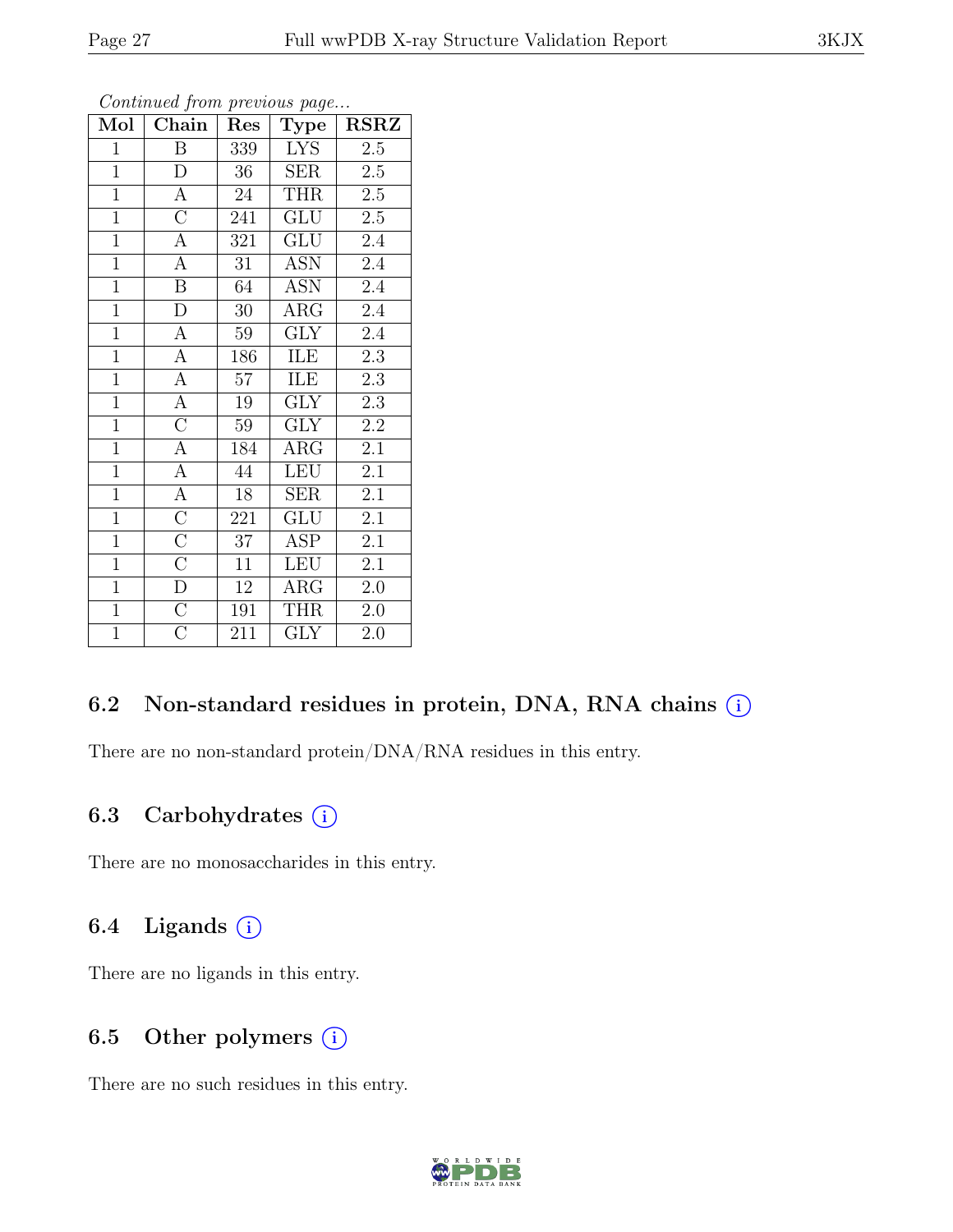*Continued from previous page...*

| Mol | Chain | Res | Type | RSRZ |
|---|---|---|---|---|
| 1 | B | 339 | LYS | 2.5 |
| 1 | D | 36 | SER | 2.5 |
| 1 | A | 24 | THR | 2.5 |
| 1 | C | 241 | GLU | 2.5 |
| 1 | A | 321 | GLU | 2.4 |
| 1 | A | 31 | ASN | 2.4 |
| 1 | B | 64 | ASN | 2.4 |
| 1 | D | 30 | ARG | 2.4 |
| 1 | A | 59 | GLY | 2.4 |
| 1 | A | 186 | ILE | 2.3 |
| 1 | A | 57 | ILE | 2.3 |
| 1 | A | 19 | GLY | 2.3 |
| 1 | C | 59 | GLY | 2.2 |
| 1 | A | 184 | ARG | 2.1 |
| 1 | A | 44 | LEU | 2.1 |
| 1 | A | 18 | SER | 2.1 |
| 1 | C | 221 | GLU | 2.1 |
| 1 | C | 37 | ASP | 2.1 |
| 1 | C | 11 | LEU | 2.1 |
| 1 | D | 12 | ARG | 2.0 |
| 1 | C | 191 | THR | 2.0 |
| 1 | C | 211 | GLY | 2.0 |

### 6.2 Non-standard residues in protein, DNA, RNA chains (i)

There are no non-standard protein/DNA/RNA residues in this entry.

### 6.3 Carbohydrates (i)

There are no monosaccharides in this entry.

### 6.4 Ligands (i)

There are no ligands in this entry.

### 6.5 Other polymers (i)

There are no such residues in this entry.